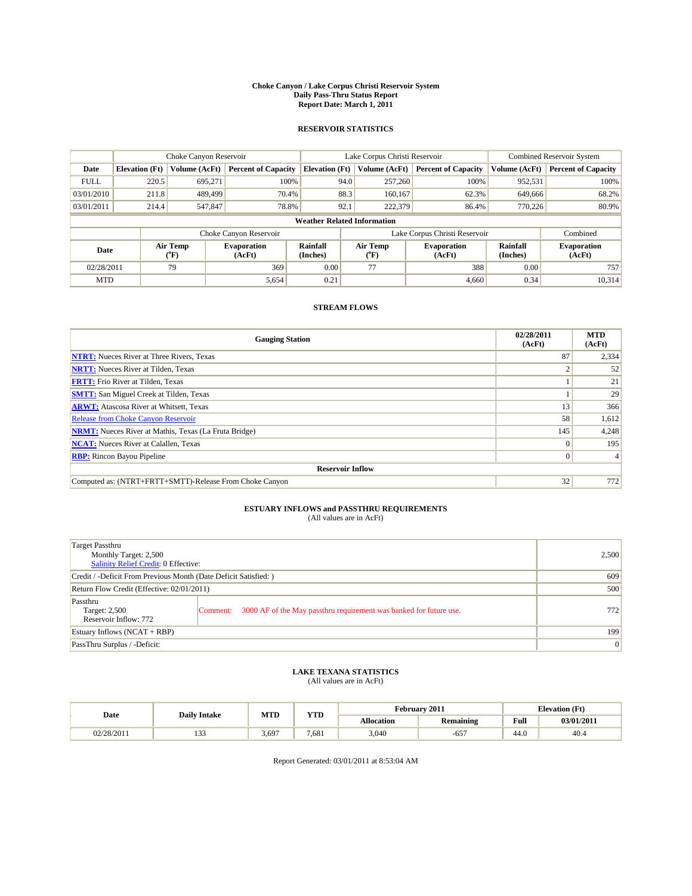# Choke Canyon / Lake Corpus Christi Reservoir System
## Daily Pass-Thru Status Report
## Report Date: March 1, 2011

### RESERVOIR STATISTICS

| | Choke Canyon Reservoir | | | Lake Corpus Christi Reservoir | | | Combined Reservoir System | |
|---|---|---|---|---|---|---|---|---|
| Date | Elevation (Ft) | Volume (AcFt) | Percent of Capacity | Elevation (Ft) | Volume (AcFt) | Percent of Capacity | Volume (AcFt) | Percent of Capacity |
| FULL | 220.5 | 695,271 | 100% | 94.0 | 257,260 | 100% | 952,531 | 100% |
| 03/01/2010 | 211.8 | 489,499 | 70.4% | 88.3 | 160,167 | 62.3% | 649,666 | 68.2% |
| 03/01/2011 | 214.4 | 547,847 | 78.8% | 92.1 | 222,379 | 86.4% | 770,226 | 80.9% |

**Weather Related Information**

| | Choke Canyon Reservoir | | | Lake Corpus Christi Reservoir | | | Combined |
|---|---|---|---|---|---|---|---|
| Date | Air Temp (°F) | Evaporation (AcFt) | Rainfall (Inches) | Air Temp (°F) | Evaporation (AcFt) | Rainfall (Inches) | Evaporation (AcFt) |
| 02/28/2011 | 79 | 369 | 0.00 | 77 | 388 | 0.00 | 757 |
| MTD | | 5,654 | 0.21 | | 4,660 | 0.34 | 10,314 |

### STREAM FLOWS

| Gauging Station | 02/28/2011 (AcFt) | MTD (AcFt) |
|---|---|---|
| NTRT: Nueces River at Three Rivers, Texas | 87 | 2,334 |
| NRTT: Nueces River at Tilden, Texas | 2 | 52 |
| FRTT: Frio River at Tilden, Texas | 1 | 21 |
| SMTT: San Miguel Creek at Tilden, Texas | 1 | 29 |
| ARWT: Atascosa River at Whitsett, Texas | 13 | 366 |
| Release from Choke Canyon Reservoir | 58 | 1,612 |
| NRMT: Nueces River at Mathis, Texas (La Fruta Bridge) | 145 | 4,248 |
| NCAT: Nueces River at Calallen, Texas | 0 | 195 |
| RBP: Rincon Bayou Pipeline | 0 | 4 |
| **Reservoir Inflow** | | |
| Computed as: (NTRT+FRTT+SMTT)-Release From Choke Canyon | 32 | 772 |

### ESTUARY INFLOWS and PASSTHRU REQUIREMENTS
(All values are in AcFt)

| Item | Value |
|---|---|
| Target Passthru<br>Monthly Target: 2,500<br>Salinity Relief Credit: 0 Effective: | 2,500 |
| Credit / -Deficit From Previous Month (Date Deficit Satisfied: ) | 609 |
| Return Flow Credit (Effective: 02/01/2011) | 500 |
| Passthru<br>Target: 2,500<br>Reservoir Inflow: 772<br>Comment: 3000 AF of the May passthru requirement was banked for future use. | 772 |
| Estuary Inflows (NCAT + RBP) | 199 |
| PassThru Surplus / -Deficit: | 0 |

### LAKE TEXANA STATISTICS
(All values are in AcFt)

| Date | Daily Intake | MTD | YTD | February 2011 | | Elevation (Ft) | |
|---|---|---|---|---|---|---|---|
| | | | | Allocation | Remaining | Full | 03/01/2011 |
| 02/28/2011 | 133 | 3,697 | 7,681 | 3,040 | -657 | 44.0 | 40.4 |

Report Generated: 03/01/2011 at 8:53:04 AM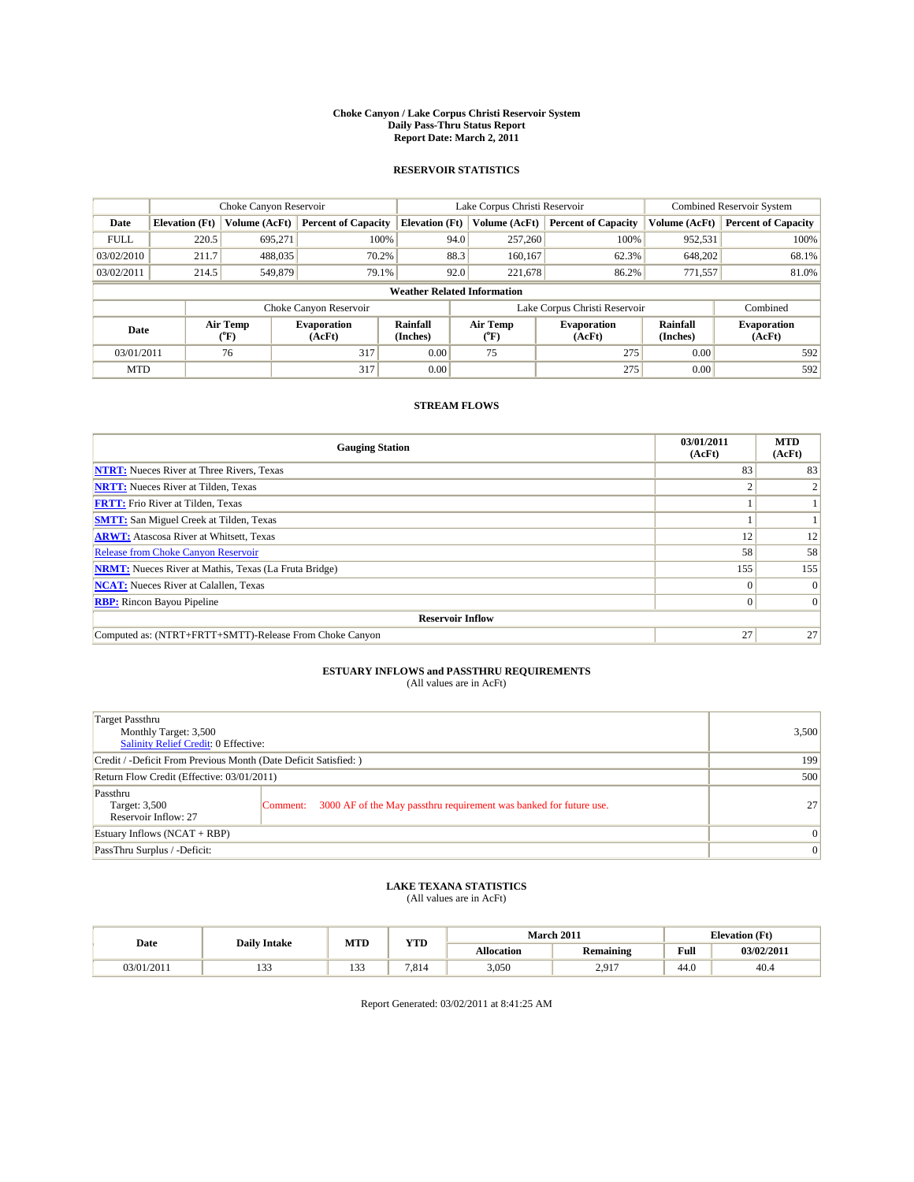# Choke Canyon / Lake Corpus Christi Reservoir System
## Daily Pass-Thru Status Report
### Report Date: March 2, 2011

## RESERVOIR STATISTICS

| | Choke Canyon Reservoir | | | Lake Corpus Christi Reservoir | | | Combined Reservoir System | |
|---|---|---|---|---|---|---|---|---|
| Date | Elevation (Ft) | Volume (AcFt) | Percent of Capacity | Elevation (Ft) | Volume (AcFt) | Percent of Capacity | Volume (AcFt) | Percent of Capacity |
| FULL | 220.5 | 695,271 | 100% | 94.0 | 257,260 | 100% | 952,531 | 100% |
| 03/02/2010 | 211.7 | 488,035 | 70.2% | 88.3 | 160,167 | 62.3% | 648,202 | 68.1% |
| 03/02/2011 | 214.5 | 549,879 | 79.1% | 92.0 | 221,678 | 86.2% | 771,557 | 81.0% |

**Weather Related Information**

| | Choke Canyon Reservoir | | | Lake Corpus Christi Reservoir | | | Combined |
|---|---|---|---|---|---|---|---|
| Date | Air Temp (°F) | Evaporation (AcFt) | Rainfall (Inches) | Air Temp (°F) | Evaporation (AcFt) | Rainfall (Inches) | Evaporation (AcFt) |
| 03/01/2011 | 76 | 317 | 0.00 | 75 | 275 | 0.00 | 592 |
| MTD | | 317 | 0.00 | | 275 | 0.00 | 592 |

## STREAM FLOWS

| Gauging Station | 03/01/2011 (AcFt) | MTD (AcFt) |
|---|---|---|
| **NTRT:** Nueces River at Three Rivers, Texas | 83 | 83 |
| **NRTT:** Nueces River at Tilden, Texas | 2 | 2 |
| **FRTT:** Frio River at Tilden, Texas | 1 | 1 |
| **SMTT:** San Miguel Creek at Tilden, Texas | 1 | 1 |
| **ARWT:** Atascosa River at Whitsett, Texas | 12 | 12 |
| Release from Choke Canyon Reservoir | 58 | 58 |
| **NRMT:** Nueces River at Mathis, Texas (La Fruta Bridge) | 155 | 155 |
| **NCAT:** Nueces River at Calallen, Texas | 0 | 0 |
| **RBP:** Rincon Bayou Pipeline | 0 | 0 |
| **Reservoir Inflow** | | |
| Computed as: (NTRT+FRTT+SMTT)-Release From Choke Canyon | 27 | 27 |

## ESTUARY INFLOWS and PASSTHRU REQUIREMENTS
(All values are in AcFt)

| | |
|---|---|
| Target Passthru<br>Monthly Target: 3,500<br>Salinity Relief Credit: 0 Effective: | 3,500 |
| Credit / -Deficit From Previous Month (Date Deficit Satisfied: ) | 199 |
| Return Flow Credit (Effective: 03/01/2011) | 500 |
| Passthru<br>Target: 3,500<br>Reservoir Inflow: 27<br>Comment: 3000 AF of the May passthru requirement was banked for future use. | 27 |
| Estuary Inflows (NCAT + RBP) | 0 |
| PassThru Surplus / -Deficit: | 0 |

## LAKE TEXANA STATISTICS
(All values are in AcFt)

| Date | Daily Intake | MTD | YTD | March 2011 | | Elevation (Ft) | |
|---|---|---|---|---|---|---|---|
| | | | | Allocation | Remaining | Full | 03/02/2011 |
| 03/01/2011 | 133 | 133 | 7,814 | 3,050 | 2,917 | 44.0 | 40.4 |

Report Generated: 03/02/2011 at 8:41:25 AM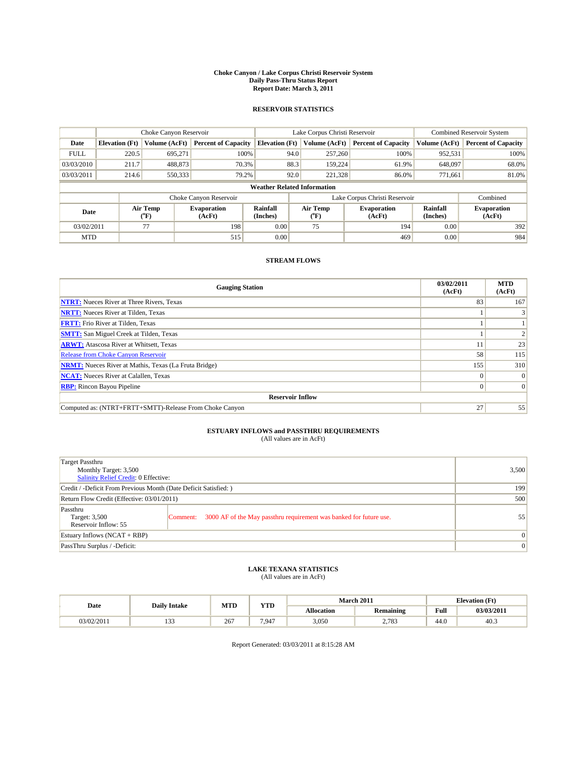# Choke Canyon / Lake Corpus Christi Reservoir System
## Daily Pass-Thru Status Report
## Report Date: March 3, 2011

### RESERVOIR STATISTICS

| | Choke Canyon Reservoir | | | Lake Corpus Christi Reservoir | | | Combined Reservoir System | |
|---|---|---|---|---|---|---|---|---|
| Date | Elevation (Ft) | Volume (AcFt) | Percent of Capacity | Elevation (Ft) | Volume (AcFt) | Percent of Capacity | Volume (AcFt) | Percent of Capacity |
| FULL | 220.5 | 695,271 | 100% | 94.0 | 257,260 | 100% | 952,531 | 100% |
| 03/03/2010 | 211.7 | 488,873 | 70.3% | 88.3 | 159,224 | 61.9% | 648,097 | 68.0% |
| 03/03/2011 | 214.6 | 550,333 | 79.2% | 92.0 | 221,328 | 86.0% | 771,661 | 81.0% |

**Weather Related Information**

| | Choke Canyon Reservoir | | | Lake Corpus Christi Reservoir | | | Combined |
|---|---|---|---|---|---|---|---|
| Date | Air Temp (°F) | Evaporation (AcFt) | Rainfall (Inches) | Air Temp (°F) | Evaporation (AcFt) | Rainfall (Inches) | Evaporation (AcFt) |
| 03/02/2011 | 77 | 198 | 0.00 | 75 | 194 | 0.00 | 392 |
| MTD | | 515 | 0.00 | | 469 | 0.00 | 984 |

### STREAM FLOWS

| Gauging Station | 03/02/2011 (AcFt) | MTD (AcFt) |
|---|---|---|
| NTRT: Nueces River at Three Rivers, Texas | 83 | 167 |
| NRTT: Nueces River at Tilden, Texas | 1 | 3 |
| FRTT: Frio River at Tilden, Texas | 1 | 1 |
| SMTT: San Miguel Creek at Tilden, Texas | 1 | 2 |
| ARWT: Atascosa River at Whitsett, Texas | 11 | 23 |
| Release from Choke Canyon Reservoir | 58 | 115 |
| NRMT: Nueces River at Mathis, Texas (La Fruta Bridge) | 155 | 310 |
| NCAT: Nueces River at Calallen, Texas | 0 | 0 |
| RBP: Rincon Bayou Pipeline | 0 | 0 |
| **Reservoir Inflow** | | |
| Computed as: (NTRT+FRTT+SMTT)-Release From Choke Canyon | 27 | 55 |

### ESTUARY INFLOWS and PASSTHRU REQUIREMENTS
(All values are in AcFt)

| | | |
|---|---|---|
| Target Passthru<br>Monthly Target: 3,500<br>Salinity Relief Credit: 0 Effective: | | 3,500 |
| Credit / -Deficit From Previous Month (Date Deficit Satisfied: ) | | 199 |
| Return Flow Credit (Effective: 03/01/2011) | | 500 |
| Passthru<br>Target: 3,500<br>Reservoir Inflow: 55 | Comment: 3000 AF of the May passthru requirement was banked for future use. | 55 |
| Estuary Inflows (NCAT + RBP) | | 0 |
| PassThru Surplus / -Deficit: | | 0 |

### LAKE TEXANA STATISTICS
(All values are in AcFt)

| Date | Daily Intake | MTD | YTD | March 2011 | | Elevation (Ft) | |
|---|---|---|---|---|---|---|---|
| | | | | Allocation | Remaining | Full | 03/03/2011 |
| 03/02/2011 | 133 | 267 | 7,947 | 3,050 | 2,783 | 44.0 | 40.3 |

Report Generated: 03/03/2011 at 8:15:28 AM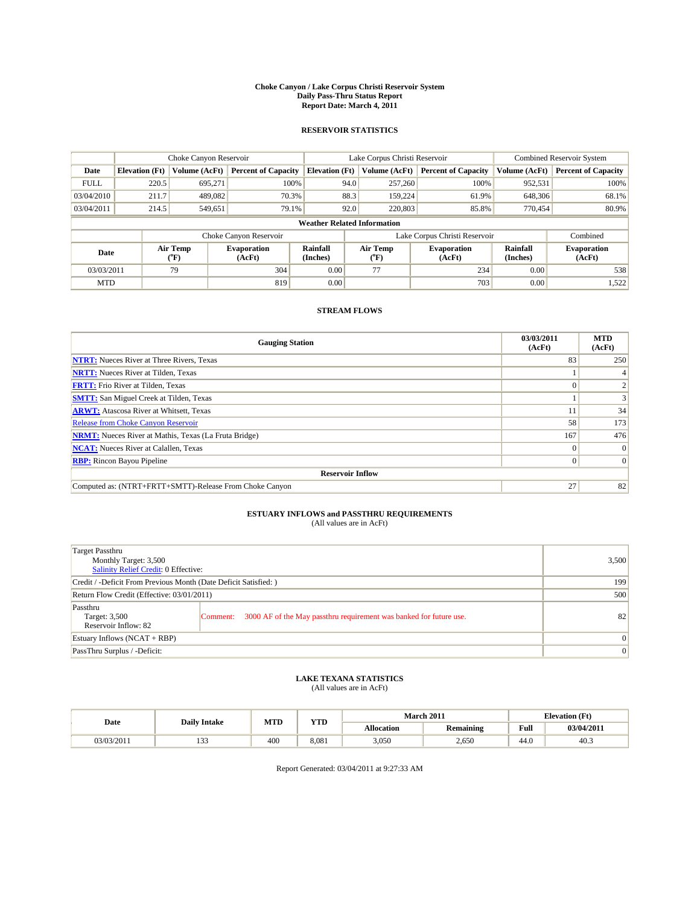**Choke Canyon / Lake Corpus Christi Reservoir System**
**Daily Pass-Thru Status Report**
**Report Date: March 4, 2011**

## RESERVOIR STATISTICS

| | Choke Canyon Reservoir | | | Lake Corpus Christi Reservoir | | | Combined Reservoir System | |
|---|---|---|---|---|---|---|---|---|
| **Date** | **Elevation (Ft)** | **Volume (AcFt)** | **Percent of Capacity** | **Elevation (Ft)** | **Volume (AcFt)** | **Percent of Capacity** | **Volume (AcFt)** | **Percent of Capacity** |
| FULL | 220.5 | 695,271 | 100% | 94.0 | 257,260 | 100% | 952,531 | 100% |
| 03/04/2010 | 211.7 | 489,082 | 70.3% | 88.3 | 159,224 | 61.9% | 648,306 | 68.1% |
| 03/04/2011 | 214.5 | 549,651 | 79.1% | 92.0 | 220,803 | 85.8% | 770,454 | 80.9% |

**Weather Related Information**

| | Choke Canyon Reservoir | | | Lake Corpus Christi Reservoir | | | Combined |
|---|---|---|---|---|---|---|---|
| **Date** | **Air Temp (°F)** | **Evaporation (AcFt)** | **Rainfall (Inches)** | **Air Temp (°F)** | **Evaporation (AcFt)** | **Rainfall (Inches)** | **Evaporation (AcFt)** |
| 03/03/2011 | 79 | 304 | 0.00 | 77 | 234 | 0.00 | 538 |
| MTD | | 819 | 0.00 | | 703 | 0.00 | 1,522 |

## STREAM FLOWS

| Gauging Station | 03/03/2011 (AcFt) | MTD (AcFt) |
|---|---|---|
| **NTRT:** Nueces River at Three Rivers, Texas | 83 | 250 |
| **NRTT:** Nueces River at Tilden, Texas | 1 | 4 |
| **FRTT:** Frio River at Tilden, Texas | 0 | 2 |
| **SMTT:** San Miguel Creek at Tilden, Texas | 1 | 3 |
| **ARWT:** Atascosa River at Whitsett, Texas | 11 | 34 |
| Release from Choke Canyon Reservoir | 58 | 173 |
| **NRMT:** Nueces River at Mathis, Texas (La Fruta Bridge) | 167 | 476 |
| **NCAT:** Nueces River at Calallen, Texas | 0 | 0 |
| **RBP:** Rincon Bayou Pipeline | 0 | 0 |
| **Reservoir Inflow** | | |
| Computed as: (NTRT+FRTT+SMTT)-Release From Choke Canyon | 27 | 82 |

## ESTUARY INFLOWS and PASSTHRU REQUIREMENTS

(All values are in AcFt)

| | | |
|---|---|---|
| Target Passthru<br>Monthly Target: 3,500<br>Salinity Relief Credit: 0 Effective: | | 3,500 |
| Credit / -Deficit From Previous Month (Date Deficit Satisfied: ) | | 199 |
| Return Flow Credit (Effective: 03/01/2011) | | 500 |
| Passthru<br>Target: 3,500<br>Reservoir Inflow: 82 | Comment: 3000 AF of the May passthru requirement was banked for future use. | 82 |
| Estuary Inflows (NCAT + RBP) | | 0 |
| PassThru Surplus / -Deficit: | | 0 |

## LAKE TEXANA STATISTICS

(All values are in AcFt)

| Date | Daily Intake | MTD | YTD | March 2011 | | Elevation (Ft) | |
|---|---|---|---|---|---|---|---|
| | | | | **Allocation** | **Remaining** | **Full** | **03/04/2011** |
| 03/03/2011 | 133 | 400 | 8,081 | 3,050 | 2,650 | 44.0 | 40.3 |

Report Generated: 03/04/2011 at 9:27:33 AM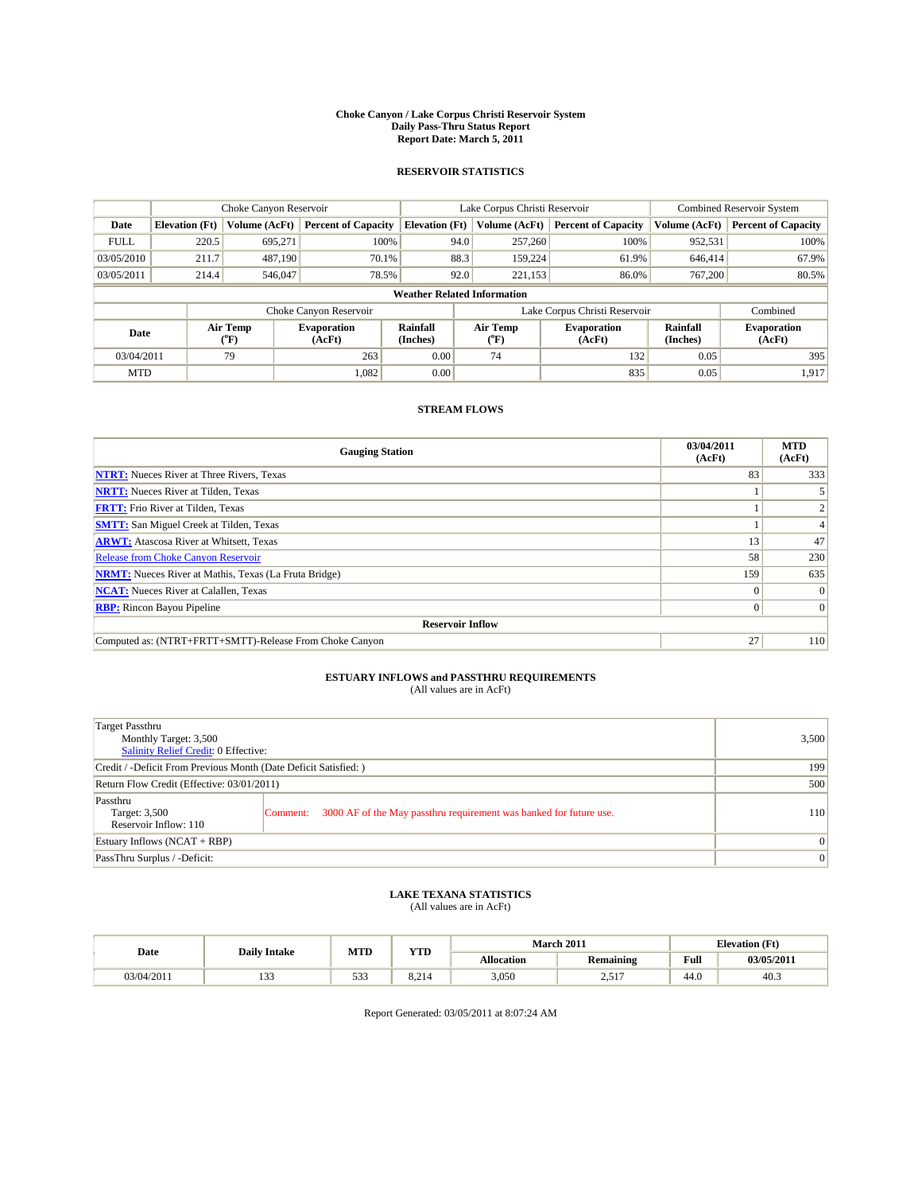# Choke Canyon / Lake Corpus Christi Reservoir System
## Daily Pass-Thru Status Report
### Report Date: March 5, 2011

## RESERVOIR STATISTICS

| | Choke Canyon Reservoir | | | Lake Corpus Christi Reservoir | | | Combined Reservoir System | |
|---|---|---|---|---|---|---|---|---|
| Date | Elevation (Ft) | Volume (AcFt) | Percent of Capacity | Elevation (Ft) | Volume (AcFt) | Percent of Capacity | Volume (AcFt) | Percent of Capacity |
| FULL | 220.5 | 695,271 | 100% | 94.0 | 257,260 | 100% | 952,531 | 100% |
| 03/05/2010 | 211.7 | 487,190 | 70.1% | 88.3 | 159,224 | 61.9% | 646,414 | 67.9% |
| 03/05/2011 | 214.4 | 546,047 | 78.5% | 92.0 | 221,153 | 86.0% | 767,200 | 80.5% |

**Weather Related Information**

| | Choke Canyon Reservoir | | | Lake Corpus Christi Reservoir | | | Combined |
|---|---|---|---|---|---|---|---|
| Date | Air Temp (°F) | Evaporation (AcFt) | Rainfall (Inches) | Air Temp (°F) | Evaporation (AcFt) | Rainfall (Inches) | Evaporation (AcFt) |
| 03/04/2011 | 79 | 263 | 0.00 | 74 | 132 | 0.05 | 395 |
| MTD | | 1,082 | 0.00 | | 835 | 0.05 | 1,917 |

## STREAM FLOWS

| Gauging Station | 03/04/2011 (AcFt) | MTD (AcFt) |
|---|---|---|
| NTRT: Nueces River at Three Rivers, Texas | 83 | 333 |
| NRTT: Nueces River at Tilden, Texas | 1 | 5 |
| FRTT: Frio River at Tilden, Texas | 1 | 2 |
| SMTT: San Miguel Creek at Tilden, Texas | 1 | 4 |
| ARWT: Atascosa River at Whitsett, Texas | 13 | 47 |
| Release from Choke Canyon Reservoir | 58 | 230 |
| NRMT: Nueces River at Mathis, Texas (La Fruta Bridge) | 159 | 635 |
| NCAT: Nueces River at Calallen, Texas | 0 | 0 |
| RBP: Rincon Bayou Pipeline | 0 | 0 |
| **Reservoir Inflow** | | |
| Computed as: (NTRT+FRTT+SMTT)-Release From Choke Canyon | 27 | 110 |

## ESTUARY INFLOWS and PASSTHRU REQUIREMENTS
(All values are in AcFt)

| | |
|---|---|
| Target Passthru<br>Monthly Target: 3,500<br>Salinity Relief Credit: 0 Effective: | 3,500 |
| Credit / -Deficit From Previous Month (Date Deficit Satisfied: ) | 199 |
| Return Flow Credit (Effective: 03/01/2011) | 500 |
| Passthru<br>Target: 3,500<br>Reservoir Inflow: 110<br>Comment: 3000 AF of the May passthru requirement was banked for future use. | 110 |
| Estuary Inflows (NCAT + RBP) | 0 |
| PassThru Surplus / -Deficit: | 0 |

## LAKE TEXANA STATISTICS
(All values are in AcFt)

| Date | Daily Intake | MTD | YTD | March 2011 | | Elevation (Ft) | |
|---|---|---|---|---|---|---|---|
| | | | | Allocation | Remaining | Full | 03/05/2011 |
| 03/04/2011 | 133 | 533 | 8,214 | 3,050 | 2,517 | 44.0 | 40.3 |

Report Generated: 03/05/2011 at 8:07:24 AM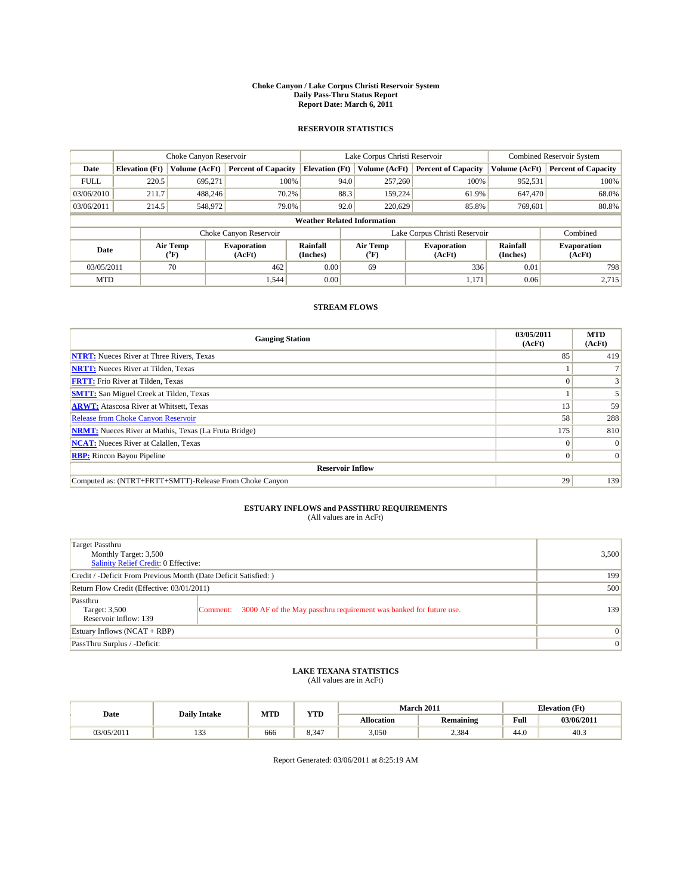# Choke Canyon / Lake Corpus Christi Reservoir System
## Daily Pass-Thru Status Report
## Report Date: March 6, 2011

### RESERVOIR STATISTICS

| | Choke Canyon Reservoir | | | Lake Corpus Christi Reservoir | | | Combined Reservoir System | |
|---|---|---|---|---|---|---|---|---|
| Date | Elevation (Ft) | Volume (AcFt) | Percent of Capacity | Elevation (Ft) | Volume (AcFt) | Percent of Capacity | Volume (AcFt) | Percent of Capacity |
| FULL | 220.5 | 695,271 | 100% | 94.0 | 257,260 | 100% | 952,531 | 100% |
| 03/06/2010 | 211.7 | 488,246 | 70.2% | 88.3 | 159,224 | 61.9% | 647,470 | 68.0% |
| 03/06/2011 | 214.5 | 548,972 | 79.0% | 92.0 | 220,629 | 85.8% | 769,601 | 80.8% |

**Weather Related Information**

| | Choke Canyon Reservoir | | | Lake Corpus Christi Reservoir | | | Combined |
|---|---|---|---|---|---|---|---|
| Date | Air Temp (°F) | Evaporation (AcFt) | Rainfall (Inches) | Air Temp (°F) | Evaporation (AcFt) | Rainfall (Inches) | Evaporation (AcFt) |
| 03/05/2011 | 70 | 462 | 0.00 | 69 | 336 | 0.01 | 798 |
| MTD | | 1,544 | 0.00 | | 1,171 | 0.06 | 2,715 |

### STREAM FLOWS

| Gauging Station | 03/05/2011 (AcFt) | MTD (AcFt) |
|---|---|---|
| **NTRT:** Nueces River at Three Rivers, Texas | 85 | 419 |
| **NRTT:** Nueces River at Tilden, Texas | 1 | 7 |
| **FRTT:** Frio River at Tilden, Texas | 0 | 3 |
| **SMTT:** San Miguel Creek at Tilden, Texas | 1 | 5 |
| **ARWT:** Atascosa River at Whitsett, Texas | 13 | 59 |
| Release from Choke Canyon Reservoir | 58 | 288 |
| **NRMT:** Nueces River at Mathis, Texas (La Fruta Bridge) | 175 | 810 |
| **NCAT:** Nueces River at Calallen, Texas | 0 | 0 |
| **RBP:** Rincon Bayou Pipeline | 0 | 0 |
| **Reservoir Inflow** | | |
| Computed as: (NTRT+FRTT+SMTT)-Release From Choke Canyon | 29 | 139 |

### ESTUARY INFLOWS and PASSTHRU REQUIREMENTS
(All values are in AcFt)

| | | |
|---|---|---|
| Target Passthru<br>Monthly Target: 3,500<br>Salinity Relief Credit: 0 Effective: | | 3,500 |
| Credit / -Deficit From Previous Month (Date Deficit Satisfied: ) | | 199 |
| Return Flow Credit (Effective: 03/01/2011) | | 500 |
| Passthru<br>Target: 3,500<br>Reservoir Inflow: 139 | Comment: 3000 AF of the May passthru requirement was banked for future use. | 139 |
| Estuary Inflows (NCAT + RBP) | | 0 |
| PassThru Surplus / -Deficit: | | 0 |

### LAKE TEXANA STATISTICS
(All values are in AcFt)

| Date | Daily Intake | MTD | YTD | March 2011 | | Elevation (Ft) | |
|---|---|---|---|---|---|---|---|
| | | | | Allocation | Remaining | Full | 03/06/2011 |
| 03/05/2011 | 133 | 666 | 8,347 | 3,050 | 2,384 | 44.0 | 40.3 |

Report Generated: 03/06/2011 at 8:25:19 AM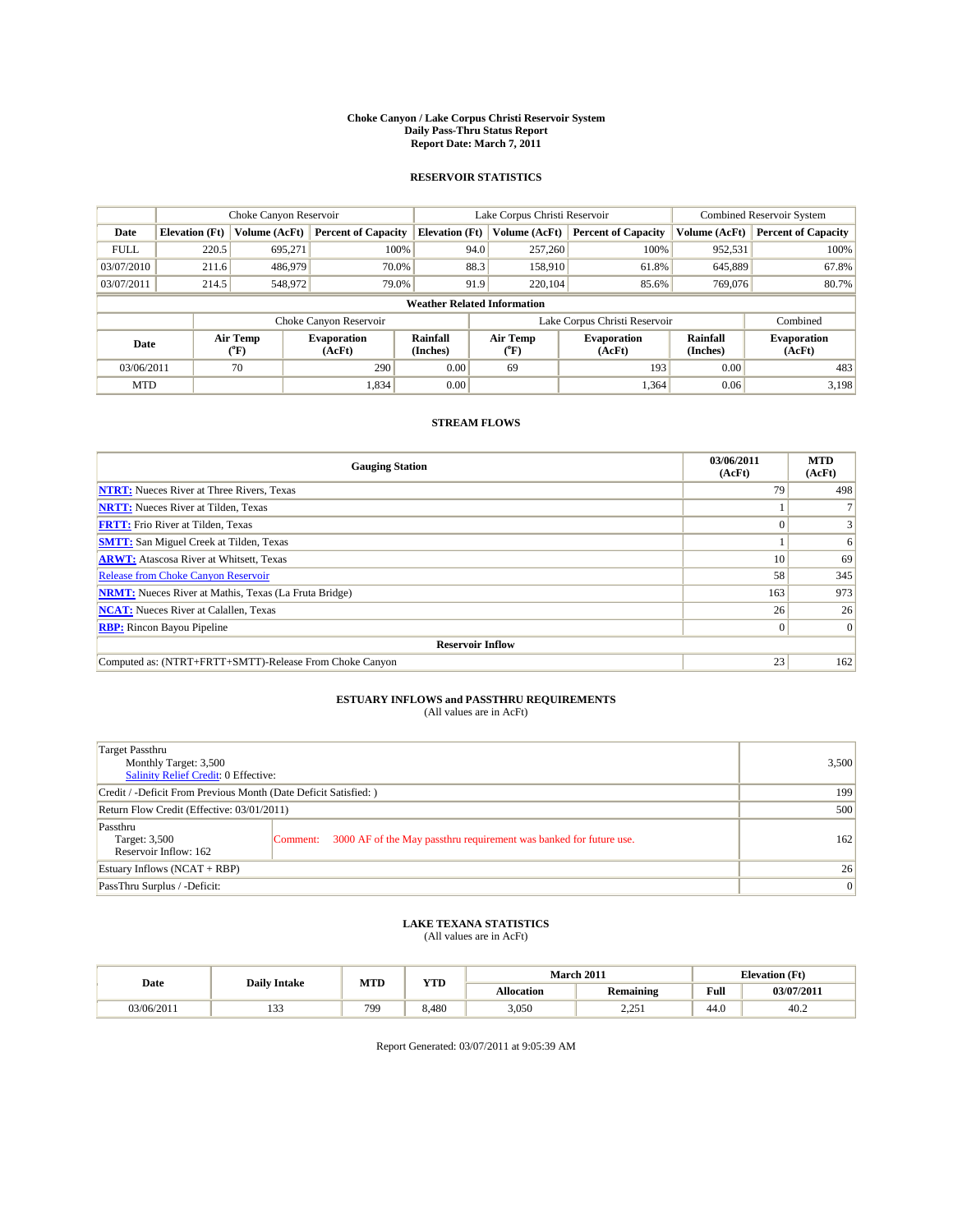# Choke Canyon / Lake Corpus Christi Reservoir System
## Daily Pass-Thru Status Report
### Report Date: March 7, 2011

## RESERVOIR STATISTICS

| | Choke Canyon Reservoir | | | Lake Corpus Christi Reservoir | | | Combined Reservoir System | |
|---|---|---|---|---|---|---|---|---|
| Date | Elevation (Ft) | Volume (AcFt) | Percent of Capacity | Elevation (Ft) | Volume (AcFt) | Percent of Capacity | Volume (AcFt) | Percent of Capacity |
| FULL | 220.5 | 695,271 | 100% | 94.0 | 257,260 | 100% | 952,531 | 100% |
| 03/07/2010 | 211.6 | 486,979 | 70.0% | 88.3 | 158,910 | 61.8% | 645,889 | 67.8% |
| 03/07/2011 | 214.5 | 548,972 | 79.0% | 91.9 | 220,104 | 85.6% | 769,076 | 80.7% |

**Weather Related Information**

| | Choke Canyon Reservoir | | | Lake Corpus Christi Reservoir | | | Combined |
|---|---|---|---|---|---|---|---|
| Date | Air Temp (°F) | Evaporation (AcFt) | Rainfall (Inches) | Air Temp (°F) | Evaporation (AcFt) | Rainfall (Inches) | Evaporation (AcFt) |
| 03/06/2011 | 70 | 290 | 0.00 | 69 | 193 | 0.00 | 483 |
| MTD | | 1,834 | 0.00 | | 1,364 | 0.06 | 3,198 |

## STREAM FLOWS

| Gauging Station | 03/06/2011 (AcFt) | MTD (AcFt) |
|---|---|---|
| NTRT: Nueces River at Three Rivers, Texas | 79 | 498 |
| NRTT: Nueces River at Tilden, Texas | 1 | 7 |
| FRTT: Frio River at Tilden, Texas | 0 | 3 |
| SMTT: San Miguel Creek at Tilden, Texas | 1 | 6 |
| ARWT: Atascosa River at Whitsett, Texas | 10 | 69 |
| Release from Choke Canyon Reservoir | 58 | 345 |
| NRMT: Nueces River at Mathis, Texas (La Fruta Bridge) | 163 | 973 |
| NCAT: Nueces River at Calallen, Texas | 26 | 26 |
| RBP: Rincon Bayou Pipeline | 0 | 0 |
| **Reservoir Inflow** | | |
| Computed as: (NTRT+FRTT+SMTT)-Release From Choke Canyon | 23 | 162 |

## ESTUARY INFLOWS and PASSTHRU REQUIREMENTS
(All values are in AcFt)

| | |
|---|---|
| Target Passthru<br>Monthly Target: 3,500<br>Salinity Relief Credit: 0 Effective: | 3,500 |
| Credit / -Deficit From Previous Month (Date Deficit Satisfied: ) | 199 |
| Return Flow Credit (Effective: 03/01/2011) | 500 |
| Passthru<br>Target: 3,500<br>Reservoir Inflow: 162<br>Comment: 3000 AF of the May passthru requirement was banked for future use. | 162 |
| Estuary Inflows (NCAT + RBP) | 26 |
| PassThru Surplus / -Deficit: | 0 |

## LAKE TEXANA STATISTICS
(All values are in AcFt)

| Date | Daily Intake | MTD | YTD | March 2011 | | Elevation (Ft) | |
|---|---|---|---|---|---|---|---|
| | | | | Allocation | Remaining | Full | 03/07/2011 |
| 03/06/2011 | 133 | 799 | 8,480 | 3,050 | 2,251 | 44.0 | 40.2 |

Report Generated: 03/07/2011 at 9:05:39 AM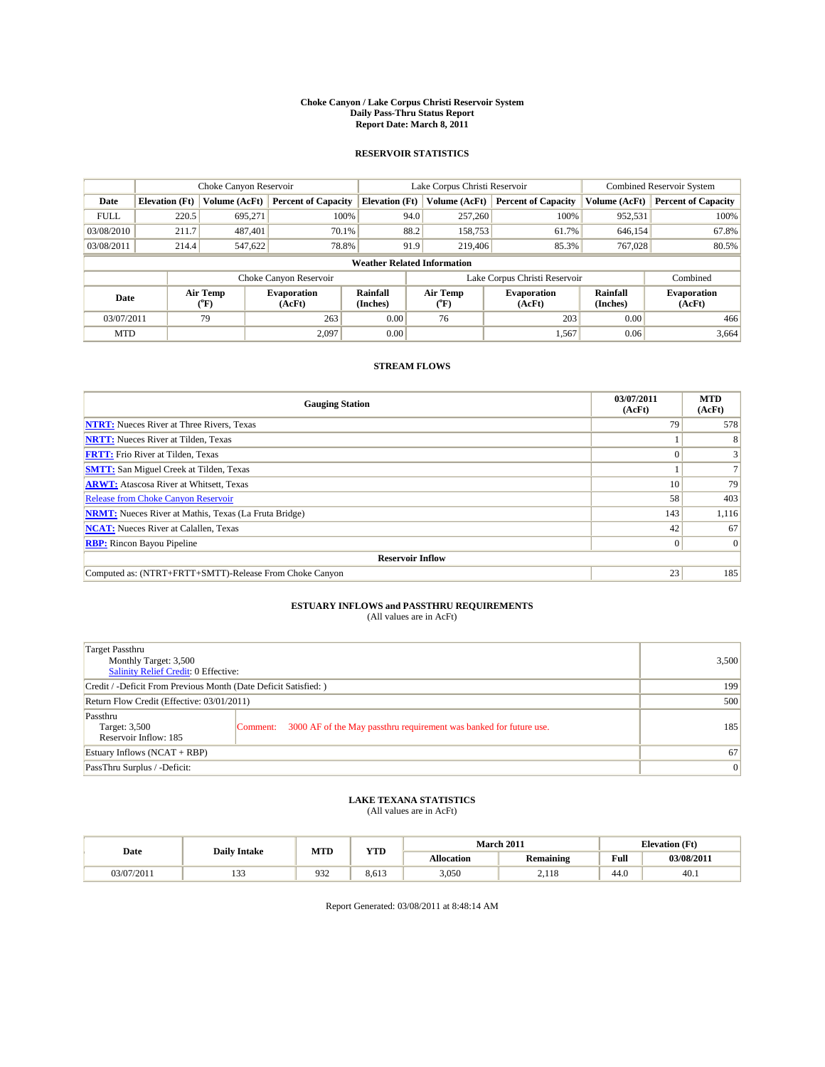**Choke Canyon / Lake Corpus Christi Reservoir System**
**Daily Pass-Thru Status Report**
**Report Date: March 8, 2011**

## RESERVOIR STATISTICS

| | Choke Canyon Reservoir | | | Lake Corpus Christi Reservoir | | | Combined Reservoir System | |
|---|---|---|---|---|---|---|---|---|
| Date | Elevation (Ft) | Volume (AcFt) | Percent of Capacity | Elevation (Ft) | Volume (AcFt) | Percent of Capacity | Volume (AcFt) | Percent of Capacity |
| FULL | 220.5 | 695,271 | 100% | 94.0 | 257,260 | 100% | 952,531 | 100% |
| 03/08/2010 | 211.7 | 487,401 | 70.1% | 88.2 | 158,753 | 61.7% | 646,154 | 67.8% |
| 03/08/2011 | 214.4 | 547,622 | 78.8% | 91.9 | 219,406 | 85.3% | 767,028 | 80.5% |

**Weather Related Information**

| | Choke Canyon Reservoir | | | Lake Corpus Christi Reservoir | | | Combined |
|---|---|---|---|---|---|---|---|
| Date | Air Temp (°F) | Evaporation (AcFt) | Rainfall (Inches) | Air Temp (°F) | Evaporation (AcFt) | Rainfall (Inches) | Evaporation (AcFt) |
| 03/07/2011 | 79 | 263 | 0.00 | 76 | 203 | 0.00 | 466 |
| MTD | | 2,097 | 0.00 | | 1,567 | 0.06 | 3,664 |

## STREAM FLOWS

| Gauging Station | 03/07/2011 (AcFt) | MTD (AcFt) |
|---|---|---|
| NTRT: Nueces River at Three Rivers, Texas | 79 | 578 |
| NRTT: Nueces River at Tilden, Texas | 1 | 8 |
| FRTT: Frio River at Tilden, Texas | 0 | 3 |
| SMTT: San Miguel Creek at Tilden, Texas | 1 | 7 |
| ARWT: Atascosa River at Whitsett, Texas | 10 | 79 |
| Release from Choke Canyon Reservoir | 58 | 403 |
| NRMT: Nueces River at Mathis, Texas (La Fruta Bridge) | 143 | 1,116 |
| NCAT: Nueces River at Calallen, Texas | 42 | 67 |
| RBP: Rincon Bayou Pipeline | 0 | 0 |
| **Reservoir Inflow** | | |
| Computed as: (NTRT+FRTT+SMTT)-Release From Choke Canyon | 23 | 185 |

## ESTUARY INFLOWS and PASSTHRU REQUIREMENTS
(All values are in AcFt)

| | |
|---|---|
| Target Passthru<br>Monthly Target: 3,500<br>Salinity Relief Credit: 0 Effective: | 3,500 |
| Credit / -Deficit From Previous Month (Date Deficit Satisfied: ) | 199 |
| Return Flow Credit (Effective: 03/01/2011) | 500 |
| Passthru<br>Target: 3,500<br>Reservoir Inflow: 185 — Comment: 3000 AF of the May passthru requirement was banked for future use. | 185 |
| Estuary Inflows (NCAT + RBP) | 67 |
| PassThru Surplus / -Deficit: | 0 |

## LAKE TEXANA STATISTICS
(All values are in AcFt)

| Date | Daily Intake | MTD | YTD | March 2011 | | Elevation (Ft) | |
|---|---|---|---|---|---|---|---|
| | | | | Allocation | Remaining | Full | 03/08/2011 |
| 03/07/2011 | 133 | 932 | 8,613 | 3,050 | 2,118 | 44.0 | 40.1 |

Report Generated: 03/08/2011 at 8:48:14 AM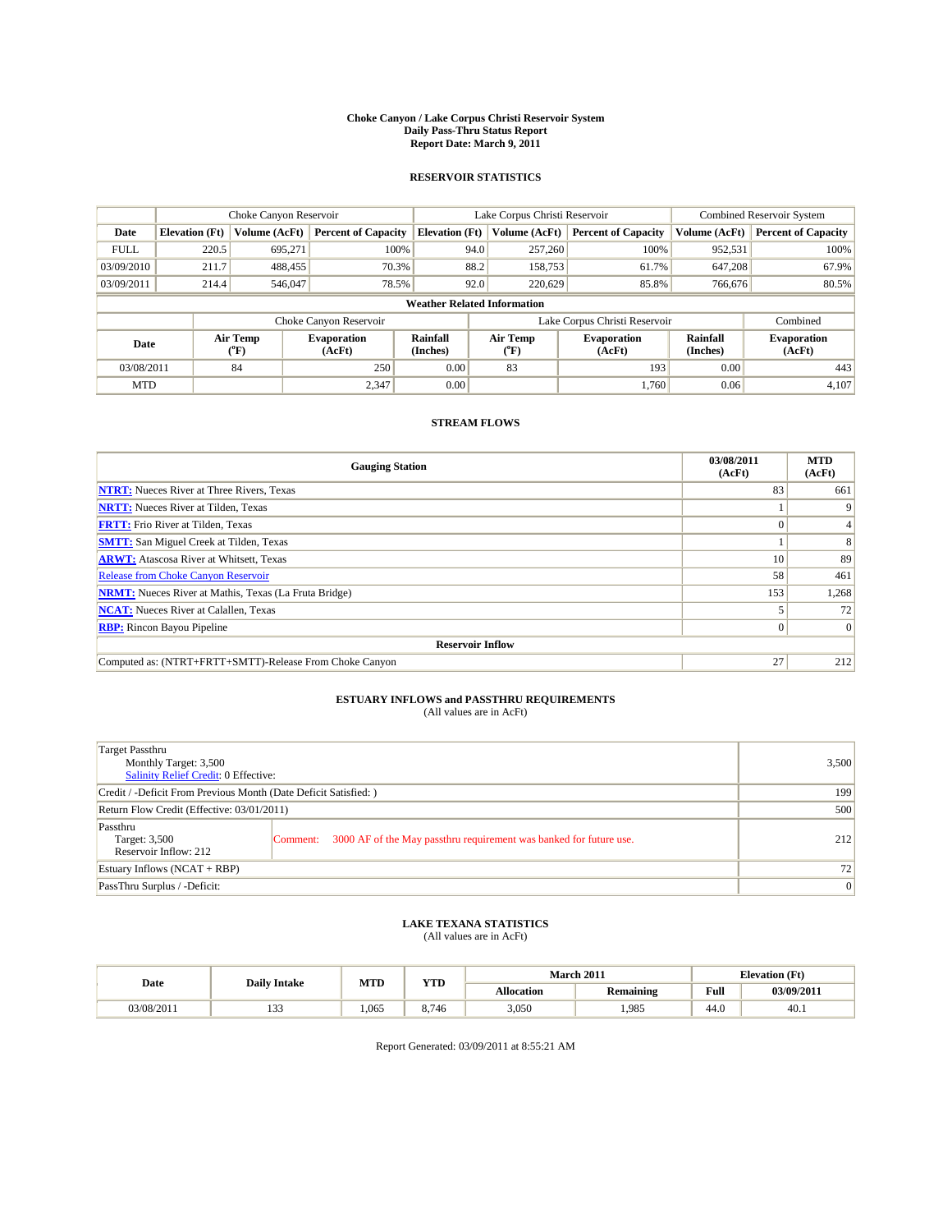# Choke Canyon / Lake Corpus Christi Reservoir System
## Daily Pass-Thru Status Report
## Report Date: March 9, 2011

### RESERVOIR STATISTICS

| | Choke Canyon Reservoir | | | Lake Corpus Christi Reservoir | | | Combined Reservoir System | |
|---|---|---|---|---|---|---|---|---|
| Date | Elevation (Ft) | Volume (AcFt) | Percent of Capacity | Elevation (Ft) | Volume (AcFt) | Percent of Capacity | Volume (AcFt) | Percent of Capacity |
| FULL | 220.5 | 695,271 | 100% | 94.0 | 257,260 | 100% | 952,531 | 100% |
| 03/09/2010 | 211.7 | 488,455 | 70.3% | 88.2 | 158,753 | 61.7% | 647,208 | 67.9% |
| 03/09/2011 | 214.4 | 546,047 | 78.5% | 92.0 | 220,629 | 85.8% | 766,676 | 80.5% |

**Weather Related Information**

| | Choke Canyon Reservoir | | | Lake Corpus Christi Reservoir | | | Combined |
|---|---|---|---|---|---|---|---|
| Date | Air Temp (°F) | Evaporation (AcFt) | Rainfall (Inches) | Air Temp (°F) | Evaporation (AcFt) | Rainfall (Inches) | Evaporation (AcFt) |
| 03/08/2011 | 84 | 250 | 0.00 | 83 | 193 | 0.00 | 443 |
| MTD | | 2,347 | 0.00 | | 1,760 | 0.06 | 4,107 |

### STREAM FLOWS

| Gauging Station | 03/08/2011 (AcFt) | MTD (AcFt) |
|---|---|---|
| NTRT: Nueces River at Three Rivers, Texas | 83 | 661 |
| NRTT: Nueces River at Tilden, Texas | 1 | 9 |
| FRTT: Frio River at Tilden, Texas | 0 | 4 |
| SMTT: San Miguel Creek at Tilden, Texas | 1 | 8 |
| ARWT: Atascosa River at Whitsett, Texas | 10 | 89 |
| Release from Choke Canyon Reservoir | 58 | 461 |
| NRMT: Nueces River at Mathis, Texas (La Fruta Bridge) | 153 | 1,268 |
| NCAT: Nueces River at Calallen, Texas | 5 | 72 |
| RBP: Rincon Bayou Pipeline | 0 | 0 |
| **Reservoir Inflow** | | |
| Computed as: (NTRT+FRTT+SMTT)-Release From Choke Canyon | 27 | 212 |

### ESTUARY INFLOWS and PASSTHRU REQUIREMENTS
(All values are in AcFt)

| | | |
|---|---|---|
| Target Passthru<br>Monthly Target: 3,500<br>Salinity Relief Credit: 0 Effective: | | 3,500 |
| Credit / -Deficit From Previous Month (Date Deficit Satisfied: ) | | 199 |
| Return Flow Credit (Effective: 03/01/2011) | | 500 |
| Passthru<br>Target: 3,500<br>Reservoir Inflow: 212 | Comment: 3000 AF of the May passthru requirement was banked for future use. | 212 |
| Estuary Inflows (NCAT + RBP) | | 72 |
| PassThru Surplus / -Deficit: | | 0 |

### LAKE TEXANA STATISTICS
(All values are in AcFt)

| Date | Daily Intake | MTD | YTD | March 2011 | | Elevation (Ft) | |
|---|---|---|---|---|---|---|---|
| | | | | Allocation | Remaining | Full | 03/09/2011 |
| 03/08/2011 | 133 | 1,065 | 8,746 | 3,050 | 1,985 | 44.0 | 40.1 |

Report Generated: 03/09/2011 at 8:55:21 AM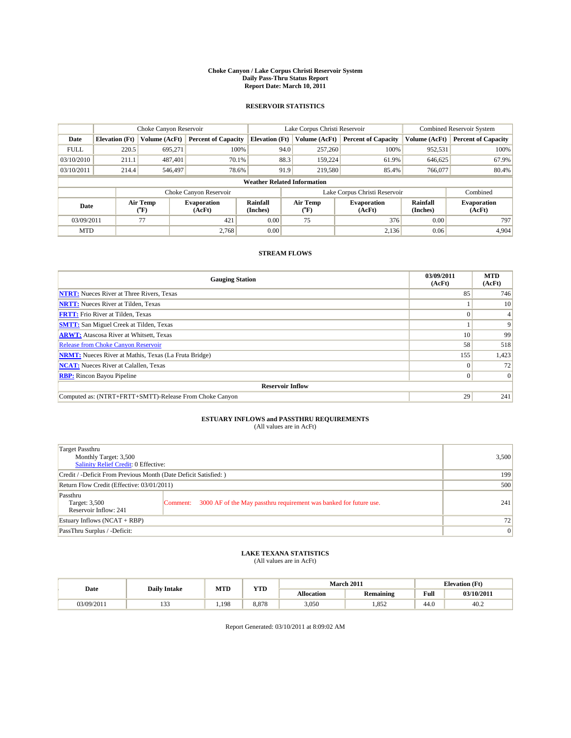# Choke Canyon / Lake Corpus Christi Reservoir System
## Daily Pass-Thru Status Report
### Report Date: March 10, 2011

## RESERVOIR STATISTICS

| | Choke Canyon Reservoir | | | Lake Corpus Christi Reservoir | | | Combined Reservoir System | |
|---|---|---|---|---|---|---|---|---|
| Date | Elevation (Ft) | Volume (AcFt) | Percent of Capacity | Elevation (Ft) | Volume (AcFt) | Percent of Capacity | Volume (AcFt) | Percent of Capacity |
| FULL | 220.5 | 695,271 | 100% | 94.0 | 257,260 | 100% | 952,531 | 100% |
| 03/10/2010 | 211.1 | 487,401 | 70.1% | 88.3 | 159,224 | 61.9% | 646,625 | 67.9% |
| 03/10/2011 | 214.4 | 546,497 | 78.6% | 91.9 | 219,580 | 85.4% | 766,077 | 80.4% |

**Weather Related Information**

| | Choke Canyon Reservoir | | | Lake Corpus Christi Reservoir | | | Combined |
|---|---|---|---|---|---|---|---|
| Date | Air Temp (°F) | Evaporation (AcFt) | Rainfall (Inches) | Air Temp (°F) | Evaporation (AcFt) | Rainfall (Inches) | Evaporation (AcFt) |
| 03/09/2011 | 77 | 421 | 0.00 | 75 | 376 | 0.00 | 797 |
| MTD | | 2,768 | 0.00 | | 2,136 | 0.06 | 4,904 |

## STREAM FLOWS

| Gauging Station | 03/09/2011 (AcFt) | MTD (AcFt) |
|---|---|---|
| **NTRT:** Nueces River at Three Rivers, Texas | 85 | 746 |
| **NRTT:** Nueces River at Tilden, Texas | 1 | 10 |
| **FRTT:** Frio River at Tilden, Texas | 0 | 4 |
| **SMTT:** San Miguel Creek at Tilden, Texas | 1 | 9 |
| **ARWT:** Atascosa River at Whitsett, Texas | 10 | 99 |
| Release from Choke Canyon Reservoir | 58 | 518 |
| **NRMT:** Nueces River at Mathis, Texas (La Fruta Bridge) | 155 | 1,423 |
| **NCAT:** Nueces River at Calallen, Texas | 0 | 72 |
| **RBP:** Rincon Bayou Pipeline | 0 | 0 |
| **Reservoir Inflow** | | |
| Computed as: (NTRT+FRTT+SMTT)-Release From Choke Canyon | 29 | 241 |

## ESTUARY INFLOWS and PASSTHRU REQUIREMENTS
(All values are in AcFt)

| | | |
|---|---|---|
| Target Passthru<br>Monthly Target: 3,500<br>Salinity Relief Credit: 0 Effective: | | 3,500 |
| Credit / -Deficit From Previous Month (Date Deficit Satisfied: ) | | 199 |
| Return Flow Credit (Effective: 03/01/2011) | | 500 |
| Passthru<br>Target: 3,500<br>Reservoir Inflow: 241 | Comment: 3000 AF of the May passthru requirement was banked for future use. | 241 |
| Estuary Inflows (NCAT + RBP) | | 72 |
| PassThru Surplus / -Deficit: | | 0 |

## LAKE TEXANA STATISTICS
(All values are in AcFt)

| Date | Daily Intake | MTD | YTD | March 2011 | | Elevation (Ft) | |
|---|---|---|---|---|---|---|---|
| | | | | Allocation | Remaining | Full | 03/10/2011 |
| 03/09/2011 | 133 | 1,198 | 8,878 | 3,050 | 1,852 | 44.0 | 40.2 |

Report Generated: 03/10/2011 at 8:09:02 AM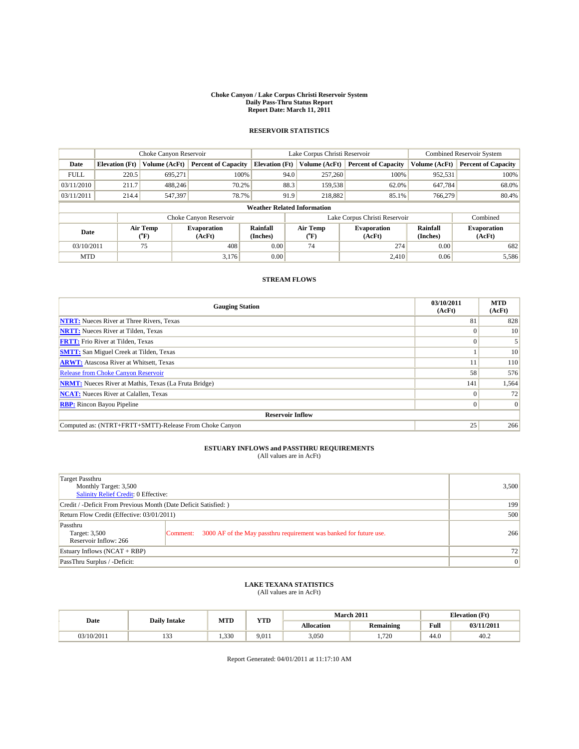**Choke Canyon / Lake Corpus Christi Reservoir System**
**Daily Pass-Thru Status Report**
**Report Date: March 11, 2011**

## RESERVOIR STATISTICS

| | Choke Canyon Reservoir | | | Lake Corpus Christi Reservoir | | | Combined Reservoir System | |
|---|---|---|---|---|---|---|---|---|
| **Date** | **Elevation (Ft)** | **Volume (AcFt)** | **Percent of Capacity** | **Elevation (Ft)** | **Volume (AcFt)** | **Percent of Capacity** | **Volume (AcFt)** | **Percent of Capacity** |
| FULL | 220.5 | 695,271 | 100% | 94.0 | 257,260 | 100% | 952,531 | 100% |
| 03/11/2010 | 211.7 | 488,246 | 70.2% | 88.3 | 159,538 | 62.0% | 647,784 | 68.0% |
| 03/11/2011 | 214.4 | 547,397 | 78.7% | 91.9 | 218,882 | 85.1% | 766,279 | 80.4% |

**Weather Related Information**

| | Choke Canyon Reservoir | | | Lake Corpus Christi Reservoir | | | Combined |
|---|---|---|---|---|---|---|---|
| **Date** | **Air Temp (°F)** | **Evaporation (AcFt)** | **Rainfall (Inches)** | **Air Temp (°F)** | **Evaporation (AcFt)** | **Rainfall (Inches)** | **Evaporation (AcFt)** |
| 03/10/2011 | 75 | 408 | 0.00 | 74 | 274 | 0.00 | 682 |
| MTD | | 3,176 | 0.00 | | 2,410 | 0.06 | 5,586 |

## STREAM FLOWS

| Gauging Station | 03/10/2011 (AcFt) | MTD (AcFt) |
|---|---|---|
| **NTRT:** Nueces River at Three Rivers, Texas | 81 | 828 |
| **NRTT:** Nueces River at Tilden, Texas | 0 | 10 |
| **FRTT:** Frio River at Tilden, Texas | 0 | 5 |
| **SMTT:** San Miguel Creek at Tilden, Texas | 1 | 10 |
| **ARWT:** Atascosa River at Whitsett, Texas | 11 | 110 |
| Release from Choke Canyon Reservoir | 58 | 576 |
| **NRMT:** Nueces River at Mathis, Texas (La Fruta Bridge) | 141 | 1,564 |
| **NCAT:** Nueces River at Calallen, Texas | 0 | 72 |
| **RBP:** Rincon Bayou Pipeline | 0 | 0 |
| **Reservoir Inflow** | | |
| Computed as: (NTRT+FRTT+SMTT)-Release From Choke Canyon | 25 | 266 |

## ESTUARY INFLOWS and PASSTHRU REQUIREMENTS
(All values are in AcFt)

| | | |
|---|---|---|
| Target Passthru<br>Monthly Target: 3,500<br>Salinity Relief Credit: 0 Effective: | | 3,500 |
| Credit / -Deficit From Previous Month (Date Deficit Satisfied: ) | | 199 |
| Return Flow Credit (Effective: 03/01/2011) | | 500 |
| Passthru<br>Target: 3,500<br>Reservoir Inflow: 266 | Comment: 3000 AF of the May passthru requirement was banked for future use. | 266 |
| Estuary Inflows (NCAT + RBP) | | 72 |
| PassThru Surplus / -Deficit: | | 0 |

## LAKE TEXANA STATISTICS
(All values are in AcFt)

| Date | Daily Intake | MTD | YTD | March 2011 | | Elevation (Ft) | |
|---|---|---|---|---|---|---|---|
| | | | | Allocation | Remaining | Full | 03/11/2011 |
| 03/10/2011 | 133 | 1,330 | 9,011 | 3,050 | 1,720 | 44.0 | 40.2 |

Report Generated: 04/01/2011 at 11:17:10 AM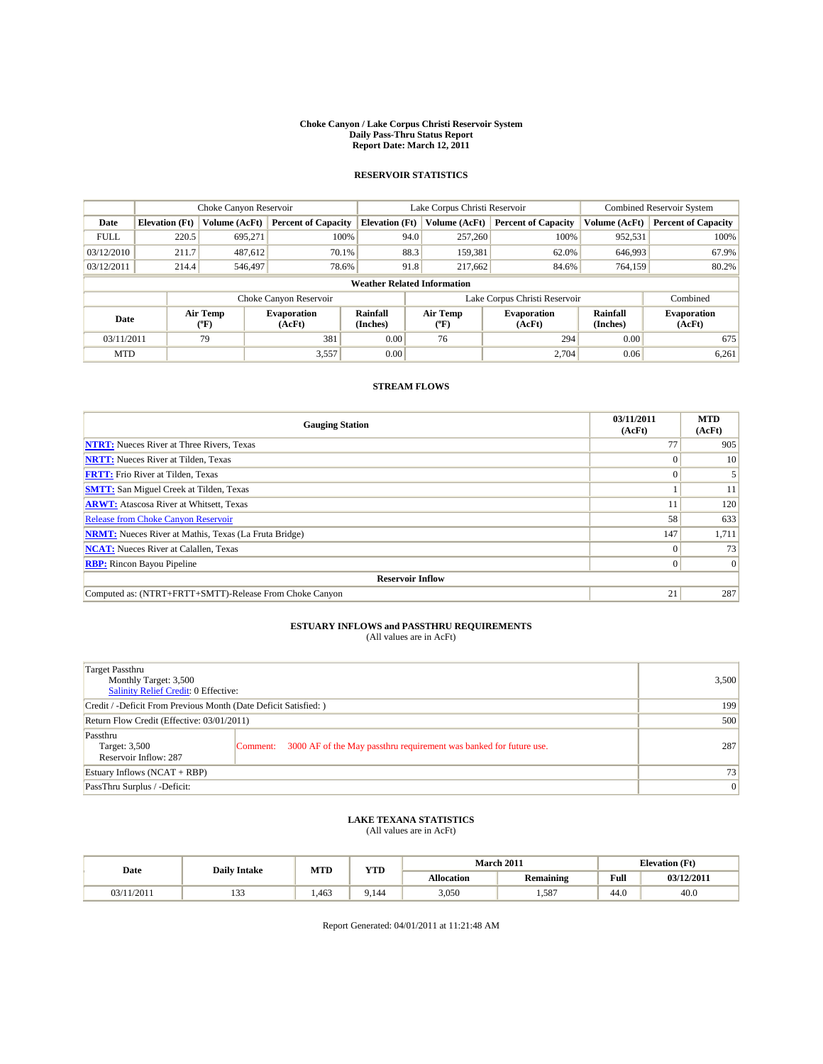# Choke Canyon / Lake Corpus Christi Reservoir System
## Daily Pass-Thru Status Report
### Report Date: March 12, 2011

## RESERVOIR STATISTICS

| | Choke Canyon Reservoir | | | Lake Corpus Christi Reservoir | | | Combined Reservoir System | |
|---|---|---|---|---|---|---|---|---|
| Date | Elevation (Ft) | Volume (AcFt) | Percent of Capacity | Elevation (Ft) | Volume (AcFt) | Percent of Capacity | Volume (AcFt) | Percent of Capacity |
| FULL | 220.5 | 695,271 | 100% | 94.0 | 257,260 | 100% | 952,531 | 100% |
| 03/12/2010 | 211.7 | 487,612 | 70.1% | 88.3 | 159,381 | 62.0% | 646,993 | 67.9% |
| 03/12/2011 | 214.4 | 546,497 | 78.6% | 91.8 | 217,662 | 84.6% | 764,159 | 80.2% |

**Weather Related Information**

| | Choke Canyon Reservoir | | | Lake Corpus Christi Reservoir | | | Combined |
|---|---|---|---|---|---|---|---|
| Date | Air Temp (°F) | Evaporation (AcFt) | Rainfall (Inches) | Air Temp (°F) | Evaporation (AcFt) | Rainfall (Inches) | Evaporation (AcFt) |
| 03/11/2011 | 79 | 381 | 0.00 | 76 | 294 | 0.00 | 675 |
| MTD | | 3,557 | 0.00 | | 2,704 | 0.06 | 6,261 |

## STREAM FLOWS

| Gauging Station | 03/11/2011 (AcFt) | MTD (AcFt) |
|---|---|---|
| **NTRT:** Nueces River at Three Rivers, Texas | 77 | 905 |
| **NRTT:** Nueces River at Tilden, Texas | 0 | 10 |
| **FRTT:** Frio River at Tilden, Texas | 0 | 5 |
| **SMTT:** San Miguel Creek at Tilden, Texas | 1 | 11 |
| **ARWT:** Atascosa River at Whitsett, Texas | 11 | 120 |
| Release from Choke Canyon Reservoir | 58 | 633 |
| **NRMT:** Nueces River at Mathis, Texas (La Fruta Bridge) | 147 | 1,711 |
| **NCAT:** Nueces River at Calallen, Texas | 0 | 73 |
| **RBP:** Rincon Bayou Pipeline | 0 | 0 |
| **Reservoir Inflow** | | |
| Computed as: (NTRT+FRTT+SMTT)-Release From Choke Canyon | 21 | 287 |

## ESTUARY INFLOWS and PASSTHRU REQUIREMENTS
(All values are in AcFt)

| | |
|---|---|
| Target Passthru<br>Monthly Target: 3,500<br>Salinity Relief Credit: 0 Effective: | 3,500 |
| Credit / -Deficit From Previous Month (Date Deficit Satisfied: ) | 199 |
| Return Flow Credit (Effective: 03/01/2011) | 500 |
| Passthru<br>Target: 3,500<br>Reservoir Inflow: 287<br>Comment: 3000 AF of the May passthru requirement was banked for future use. | 287 |
| Estuary Inflows (NCAT + RBP) | 73 |
| PassThru Surplus / -Deficit: | 0 |

## LAKE TEXANA STATISTICS
(All values are in AcFt)

| Date | Daily Intake | MTD | YTD | March 2011 | | Elevation (Ft) | |
|---|---|---|---|---|---|---|---|
| | | | | Allocation | Remaining | Full | 03/12/2011 |
| 03/11/2011 | 133 | 1,463 | 9,144 | 3,050 | 1,587 | 44.0 | 40.0 |

Report Generated: 04/01/2011 at 11:21:48 AM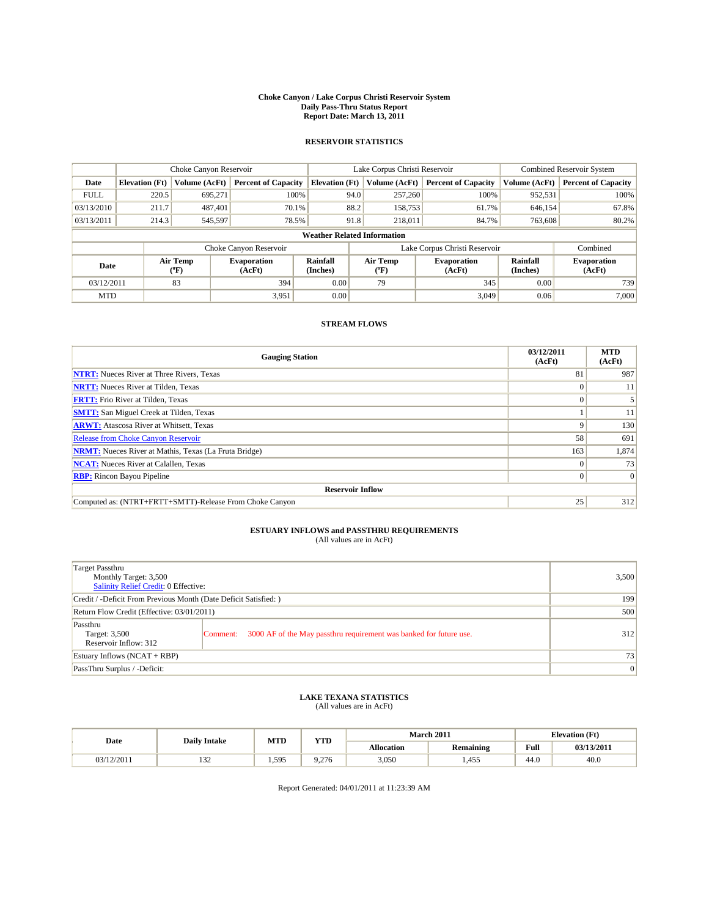# Choke Canyon / Lake Corpus Christi Reservoir System
## Daily Pass-Thru Status Report
## Report Date: March 13, 2011

### RESERVOIR STATISTICS

| | Choke Canyon Reservoir | | | Lake Corpus Christi Reservoir | | | Combined Reservoir System | |
|---|---|---|---|---|---|---|---|---|
| Date | Elevation (Ft) | Volume (AcFt) | Percent of Capacity | Elevation (Ft) | Volume (AcFt) | Percent of Capacity | Volume (AcFt) | Percent of Capacity |
| FULL | 220.5 | 695,271 | 100% | 94.0 | 257,260 | 100% | 952,531 | 100% |
| 03/13/2010 | 211.7 | 487,401 | 70.1% | 88.2 | 158,753 | 61.7% | 646,154 | 67.8% |
| 03/13/2011 | 214.3 | 545,597 | 78.5% | 91.8 | 218,011 | 84.7% | 763,608 | 80.2% |

**Weather Related Information**

| | Choke Canyon Reservoir | | | Lake Corpus Christi Reservoir | | | Combined |
|---|---|---|---|---|---|---|---|
| Date | Air Temp (°F) | Evaporation (AcFt) | Rainfall (Inches) | Air Temp (°F) | Evaporation (AcFt) | Rainfall (Inches) | Evaporation (AcFt) |
| 03/12/2011 | 83 | 394 | 0.00 | 79 | 345 | 0.00 | 739 |
| MTD | | 3,951 | 0.00 | | 3,049 | 0.06 | 7,000 |

### STREAM FLOWS

| Gauging Station | 03/12/2011 (AcFt) | MTD (AcFt) |
|---|---|---|
| **NTRT:** Nueces River at Three Rivers, Texas | 81 | 987 |
| **NRTT:** Nueces River at Tilden, Texas | 0 | 11 |
| **FRTT:** Frio River at Tilden, Texas | 0 | 5 |
| **SMTT:** San Miguel Creek at Tilden, Texas | 1 | 11 |
| **ARWT:** Atascosa River at Whitsett, Texas | 9 | 130 |
| Release from Choke Canyon Reservoir | 58 | 691 |
| **NRMT:** Nueces River at Mathis, Texas (La Fruta Bridge) | 163 | 1,874 |
| **NCAT:** Nueces River at Calallen, Texas | 0 | 73 |
| **RBP:** Rincon Bayou Pipeline | 0 | 0 |
| **Reservoir Inflow** | | |
| Computed as: (NTRT+FRTT+SMTT)-Release From Choke Canyon | 25 | 312 |

### ESTUARY INFLOWS and PASSTHRU REQUIREMENTS
(All values are in AcFt)

| | |
|---|---|
| Target Passthru<br>Monthly Target: 3,500<br>Salinity Relief Credit: 0 Effective: | 3,500 |
| Credit / -Deficit From Previous Month (Date Deficit Satisfied: ) | 199 |
| Return Flow Credit (Effective: 03/01/2011) | 500 |
| Passthru<br>Target: 3,500<br>Reservoir Inflow: 312<br>Comment: 3000 AF of the May passthru requirement was banked for future use. | 312 |
| Estuary Inflows (NCAT + RBP) | 73 |
| PassThru Surplus / -Deficit: | 0 |

### LAKE TEXANA STATISTICS
(All values are in AcFt)

| Date | Daily Intake | MTD | YTD | March 2011 | | Elevation (Ft) | |
|---|---|---|---|---|---|---|---|
| | | | | Allocation | Remaining | Full | 03/13/2011 |
| 03/12/2011 | 132 | 1,595 | 9,276 | 3,050 | 1,455 | 44.0 | 40.0 |

Report Generated: 04/01/2011 at 11:23:39 AM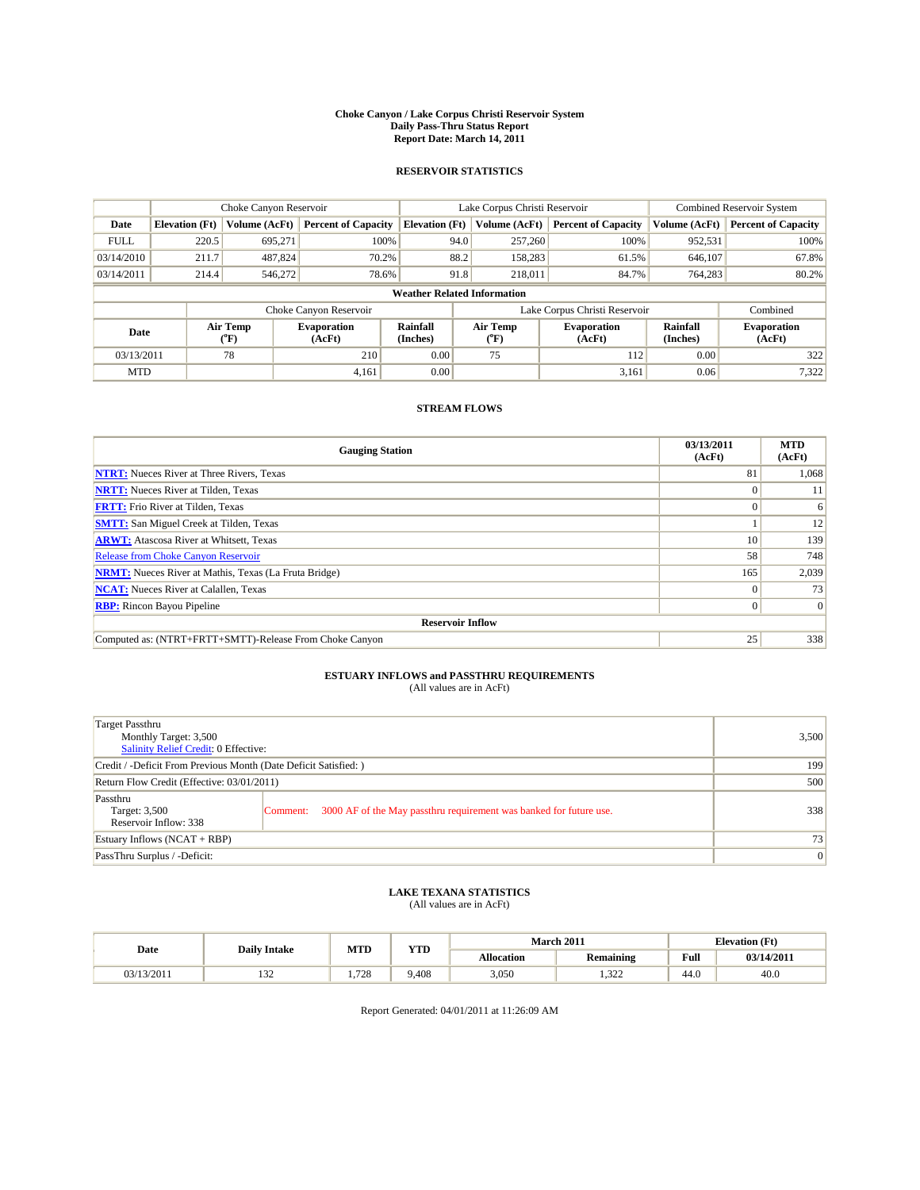# Choke Canyon / Lake Corpus Christi Reservoir System
## Daily Pass-Thru Status Report
## Report Date: March 14, 2011

### RESERVOIR STATISTICS

| | Choke Canyon Reservoir | | | Lake Corpus Christi Reservoir | | | Combined Reservoir System | |
|---|---|---|---|---|---|---|---|---|
| Date | Elevation (Ft) | Volume (AcFt) | Percent of Capacity | Elevation (Ft) | Volume (AcFt) | Percent of Capacity | Volume (AcFt) | Percent of Capacity |
| FULL | 220.5 | 695,271 | 100% | 94.0 | 257,260 | 100% | 952,531 | 100% |
| 03/14/2010 | 211.7 | 487,824 | 70.2% | 88.2 | 158,283 | 61.5% | 646,107 | 67.8% |
| 03/14/2011 | 214.4 | 546,272 | 78.6% | 91.8 | 218,011 | 84.7% | 764,283 | 80.2% |

**Weather Related Information**

| | Choke Canyon Reservoir | | | Lake Corpus Christi Reservoir | | | Combined |
|---|---|---|---|---|---|---|---|
| Date | Air Temp (°F) | Evaporation (AcFt) | Rainfall (Inches) | Air Temp (°F) | Evaporation (AcFt) | Rainfall (Inches) | Evaporation (AcFt) |
| 03/13/2011 | 78 | 210 | 0.00 | 75 | 112 | 0.00 | 322 |
| MTD | | 4,161 | 0.00 | | 3,161 | 0.06 | 7,322 |

### STREAM FLOWS

| Gauging Station | 03/13/2011 (AcFt) | MTD (AcFt) |
|---|---|---|
| NTRT: Nueces River at Three Rivers, Texas | 81 | 1,068 |
| NRTT: Nueces River at Tilden, Texas | 0 | 11 |
| FRTT: Frio River at Tilden, Texas | 0 | 6 |
| SMTT: San Miguel Creek at Tilden, Texas | 1 | 12 |
| ARWT: Atascosa River at Whitsett, Texas | 10 | 139 |
| Release from Choke Canyon Reservoir | 58 | 748 |
| NRMT: Nueces River at Mathis, Texas (La Fruta Bridge) | 165 | 2,039 |
| NCAT: Nueces River at Calallen, Texas | 0 | 73 |
| RBP: Rincon Bayou Pipeline | 0 | 0 |
| **Reservoir Inflow** | | |
| Computed as: (NTRT+FRTT+SMTT)-Release From Choke Canyon | 25 | 338 |

### ESTUARY INFLOWS and PASSTHRU REQUIREMENTS
(All values are in AcFt)

| | | |
|---|---|---|
| Target Passthru<br>Monthly Target: 3,500<br>Salinity Relief Credit: 0 Effective: | | 3,500 |
| Credit / -Deficit From Previous Month (Date Deficit Satisfied: ) | | 199 |
| Return Flow Credit (Effective: 03/01/2011) | | 500 |
| Passthru<br>Target: 3,500<br>Reservoir Inflow: 338 | Comment: 3000 AF of the May passthru requirement was banked for future use. | 338 |
| Estuary Inflows (NCAT + RBP) | | 73 |
| PassThru Surplus / -Deficit: | | 0 |

### LAKE TEXANA STATISTICS
(All values are in AcFt)

| Date | Daily Intake | MTD | YTD | March 2011 | | Elevation (Ft) | |
|---|---|---|---|---|---|---|---|
| | | | | Allocation | Remaining | Full | 03/14/2011 |
| 03/13/2011 | 132 | 1,728 | 9,408 | 3,050 | 1,322 | 44.0 | 40.0 |

Report Generated: 04/01/2011 at 11:26:09 AM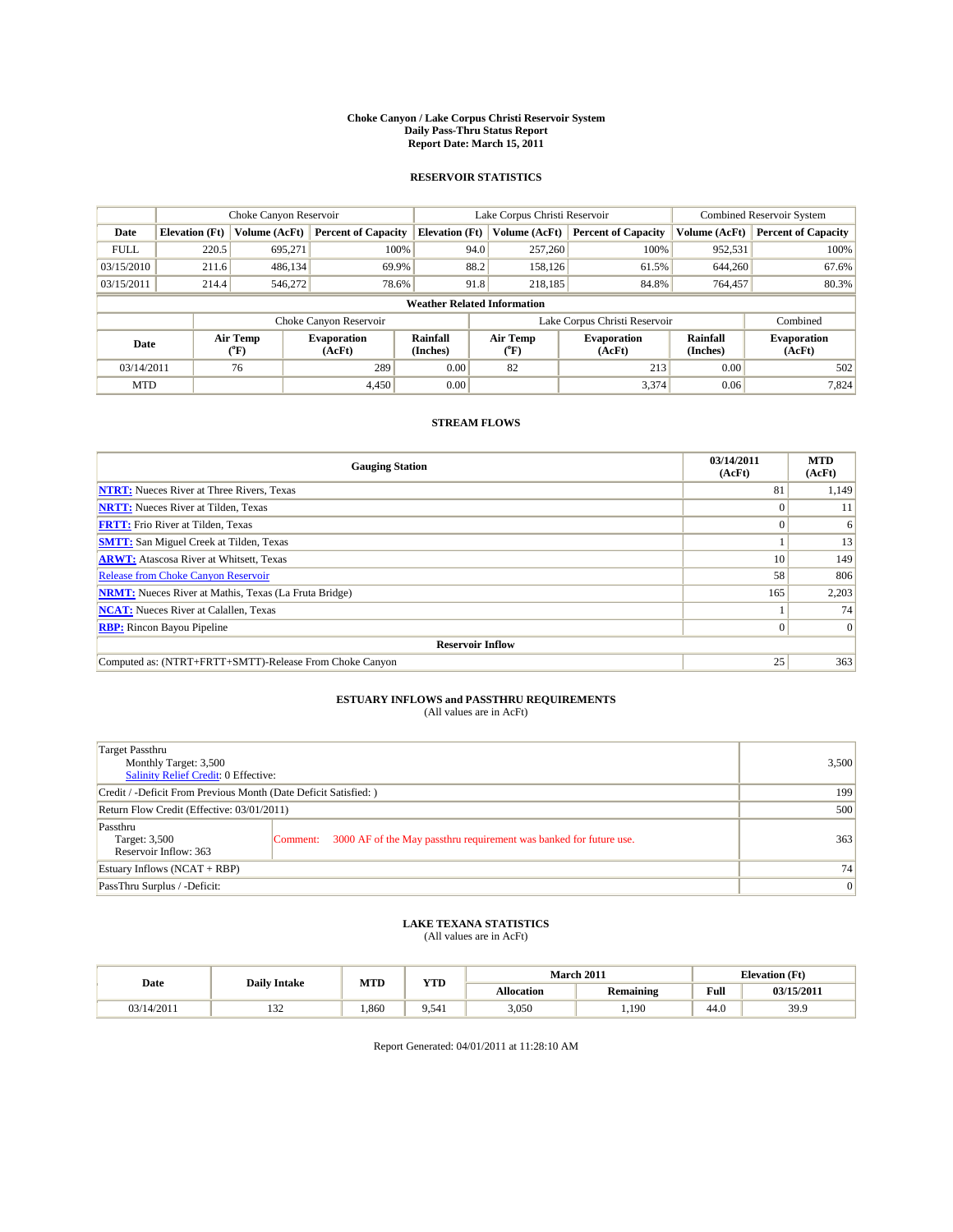# Choke Canyon / Lake Corpus Christi Reservoir System
## Daily Pass-Thru Status Report
## Report Date: March 15, 2011

### RESERVOIR STATISTICS

| | Choke Canyon Reservoir | | | Lake Corpus Christi Reservoir | | | Combined Reservoir System | |
|---|---|---|---|---|---|---|---|---|
| Date | Elevation (Ft) | Volume (AcFt) | Percent of Capacity | Elevation (Ft) | Volume (AcFt) | Percent of Capacity | Volume (AcFt) | Percent of Capacity |
| FULL | 220.5 | 695,271 | 100% | 94.0 | 257,260 | 100% | 952,531 | 100% |
| 03/15/2010 | 211.6 | 486,134 | 69.9% | 88.2 | 158,126 | 61.5% | 644,260 | 67.6% |
| 03/15/2011 | 214.4 | 546,272 | 78.6% | 91.8 | 218,185 | 84.8% | 764,457 | 80.3% |

**Weather Related Information**

| | Choke Canyon Reservoir | | | Lake Corpus Christi Reservoir | | | Combined |
|---|---|---|---|---|---|---|---|
| Date | Air Temp (°F) | Evaporation (AcFt) | Rainfall (Inches) | Air Temp (°F) | Evaporation (AcFt) | Rainfall (Inches) | Evaporation (AcFt) |
| 03/14/2011 | 76 | 289 | 0.00 | 82 | 213 | 0.00 | 502 |
| MTD | | 4,450 | 0.00 | | 3,374 | 0.06 | 7,824 |

### STREAM FLOWS

| Gauging Station | 03/14/2011 (AcFt) | MTD (AcFt) |
|---|---|---|
| NTRT: Nueces River at Three Rivers, Texas | 81 | 1,149 |
| NRTT: Nueces River at Tilden, Texas | 0 | 11 |
| FRTT: Frio River at Tilden, Texas | 0 | 6 |
| SMTT: San Miguel Creek at Tilden, Texas | 1 | 13 |
| ARWT: Atascosa River at Whitsett, Texas | 10 | 149 |
| Release from Choke Canyon Reservoir | 58 | 806 |
| NRMT: Nueces River at Mathis, Texas (La Fruta Bridge) | 165 | 2,203 |
| NCAT: Nueces River at Calallen, Texas | 1 | 74 |
| RBP: Rincon Bayou Pipeline | 0 | 0 |
| **Reservoir Inflow** | | |
| Computed as: (NTRT+FRTT+SMTT)-Release From Choke Canyon | 25 | 363 |

### ESTUARY INFLOWS and PASSTHRU REQUIREMENTS
(All values are in AcFt)

| | |
|---|---|
| Target Passthru<br>Monthly Target: 3,500<br>Salinity Relief Credit: 0 Effective: | 3,500 |
| Credit / -Deficit From Previous Month (Date Deficit Satisfied: ) | 199 |
| Return Flow Credit (Effective: 03/01/2011) | 500 |
| Passthru<br>Target: 3,500<br>Reservoir Inflow: 363<br>Comment: 3000 AF of the May passthru requirement was banked for future use. | 363 |
| Estuary Inflows (NCAT + RBP) | 74 |
| PassThru Surplus / -Deficit: | 0 |

### LAKE TEXANA STATISTICS
(All values are in AcFt)

| Date | Daily Intake | MTD | YTD | March 2011 | | Elevation (Ft) | |
|---|---|---|---|---|---|---|---|
| | | | | Allocation | Remaining | Full | 03/15/2011 |
| 03/14/2011 | 132 | 1,860 | 9,541 | 3,050 | 1,190 | 44.0 | 39.9 |

Report Generated: 04/01/2011 at 11:28:10 AM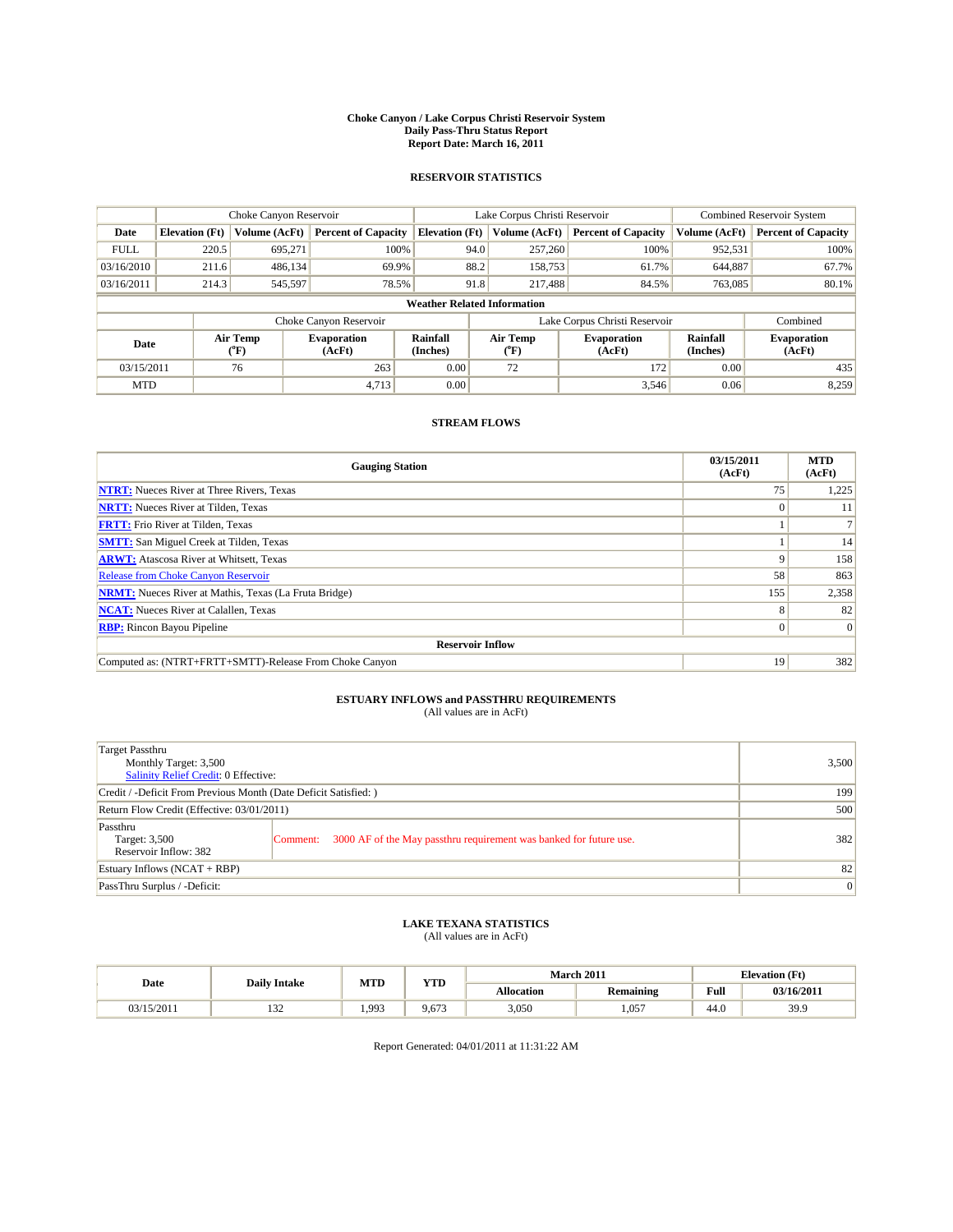# Choke Canyon / Lake Corpus Christi Reservoir System
## Daily Pass-Thru Status Report
## Report Date: March 16, 2011

### RESERVOIR STATISTICS

| | Choke Canyon Reservoir | | | Lake Corpus Christi Reservoir | | | Combined Reservoir System | |
|---|---|---|---|---|---|---|---|---|
| Date | Elevation (Ft) | Volume (AcFt) | Percent of Capacity | Elevation (Ft) | Volume (AcFt) | Percent of Capacity | Volume (AcFt) | Percent of Capacity |
| FULL | 220.5 | 695,271 | 100% | 94.0 | 257,260 | 100% | 952,531 | 100% |
| 03/16/2010 | 211.6 | 486,134 | 69.9% | 88.2 | 158,753 | 61.7% | 644,887 | 67.7% |
| 03/16/2011 | 214.3 | 545,597 | 78.5% | 91.8 | 217,488 | 84.5% | 763,085 | 80.1% |

**Weather Related Information**

| | Choke Canyon Reservoir | | | Lake Corpus Christi Reservoir | | | Combined |
|---|---|---|---|---|---|---|---|
| Date | Air Temp (°F) | Evaporation (AcFt) | Rainfall (Inches) | Air Temp (°F) | Evaporation (AcFt) | Rainfall (Inches) | Evaporation (AcFt) |
| 03/15/2011 | 76 | 263 | 0.00 | 72 | 172 | 0.00 | 435 |
| MTD | | 4,713 | 0.00 | | 3,546 | 0.06 | 8,259 |

### STREAM FLOWS

| Gauging Station | 03/15/2011 (AcFt) | MTD (AcFt) |
|---|---|---|
| NTRT: Nueces River at Three Rivers, Texas | 75 | 1,225 |
| NRTT: Nueces River at Tilden, Texas | 0 | 11 |
| FRTT: Frio River at Tilden, Texas | 1 | 7 |
| SMTT: San Miguel Creek at Tilden, Texas | 1 | 14 |
| ARWT: Atascosa River at Whitsett, Texas | 9 | 158 |
| Release from Choke Canyon Reservoir | 58 | 863 |
| NRMT: Nueces River at Mathis, Texas (La Fruta Bridge) | 155 | 2,358 |
| NCAT: Nueces River at Calallen, Texas | 8 | 82 |
| RBP: Rincon Bayou Pipeline | 0 | 0 |
| **Reservoir Inflow** | | |
| Computed as: (NTRT+FRTT+SMTT)-Release From Choke Canyon | 19 | 382 |

### ESTUARY INFLOWS and PASSTHRU REQUIREMENTS
(All values are in AcFt)

| | | |
|---|---|---|
| Target Passthru<br>Monthly Target: 3,500<br>Salinity Relief Credit: 0 Effective: | | 3,500 |
| Credit / -Deficit From Previous Month (Date Deficit Satisfied: ) | | 199 |
| Return Flow Credit (Effective: 03/01/2011) | | 500 |
| Passthru<br>Target: 3,500<br>Reservoir Inflow: 382 | Comment: 3000 AF of the May passthru requirement was banked for future use. | 382 |
| Estuary Inflows (NCAT + RBP) | | 82 |
| PassThru Surplus / -Deficit: | | 0 |

### LAKE TEXANA STATISTICS
(All values are in AcFt)

| Date | Daily Intake | MTD | YTD | March 2011 | | Elevation (Ft) | |
|---|---|---|---|---|---|---|---|
| | | | | Allocation | Remaining | Full | 03/16/2011 |
| 03/15/2011 | 132 | 1,993 | 9,673 | 3,050 | 1,057 | 44.0 | 39.9 |

Report Generated: 04/01/2011 at 11:31:22 AM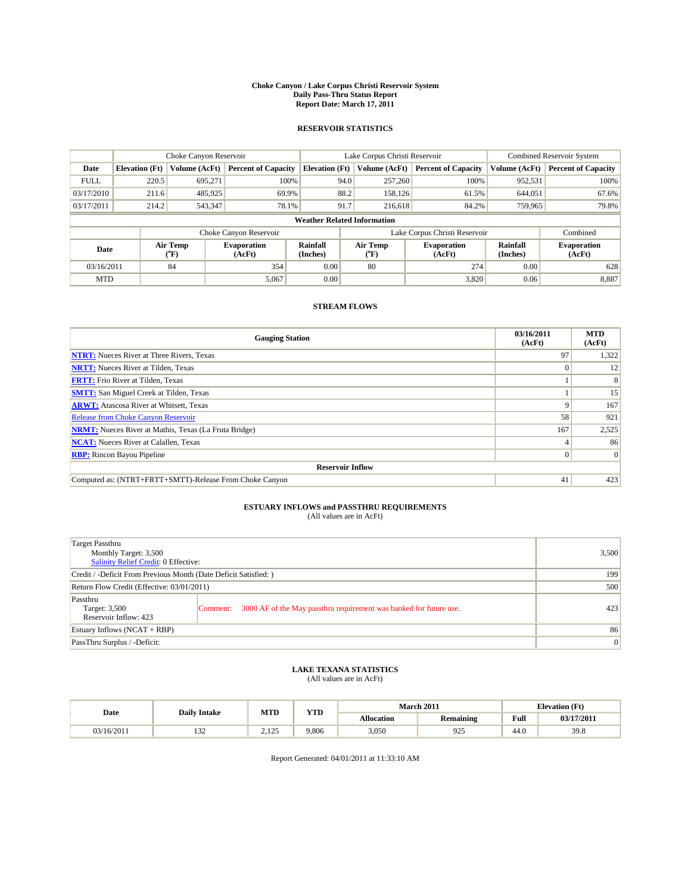**Choke Canyon / Lake Corpus Christi Reservoir System**
**Daily Pass-Thru Status Report**
**Report Date: March 17, 2011**

## RESERVOIR STATISTICS

| | Choke Canyon Reservoir | | | Lake Corpus Christi Reservoir | | | Combined Reservoir System | |
|---|---|---|---|---|---|---|---|---|
| **Date** | **Elevation (Ft)** | **Volume (AcFt)** | **Percent of Capacity** | **Elevation (Ft)** | **Volume (AcFt)** | **Percent of Capacity** | **Volume (AcFt)** | **Percent of Capacity** |
| FULL | 220.5 | 695,271 | 100% | 94.0 | 257,260 | 100% | 952,531 | 100% |
| 03/17/2010 | 211.6 | 485,925 | 69.9% | 88.2 | 158,126 | 61.5% | 644,051 | 67.6% |
| 03/17/2011 | 214.2 | 543,347 | 78.1% | 91.7 | 216,618 | 84.2% | 759,965 | 79.8% |

**Weather Related Information**

| | Choke Canyon Reservoir | | | Lake Corpus Christi Reservoir | | | Combined |
|---|---|---|---|---|---|---|---|
| **Date** | **Air Temp (°F)** | **Evaporation (AcFt)** | **Rainfall (Inches)** | **Air Temp (°F)** | **Evaporation (AcFt)** | **Rainfall (Inches)** | **Evaporation (AcFt)** |
| 03/16/2011 | 84 | 354 | 0.00 | 80 | 274 | 0.00 | 628 |
| MTD | | 5,067 | 0.00 | | 3,820 | 0.06 | 8,887 |

## STREAM FLOWS

| Gauging Station | 03/16/2011 (AcFt) | MTD (AcFt) |
|---|---|---|
| **NTRT:** Nueces River at Three Rivers, Texas | 97 | 1,322 |
| **NRTT:** Nueces River at Tilden, Texas | 0 | 12 |
| **FRTT:** Frio River at Tilden, Texas | 1 | 8 |
| **SMTT:** San Miguel Creek at Tilden, Texas | 1 | 15 |
| **ARWT:** Atascosa River at Whitsett, Texas | 9 | 167 |
| Release from Choke Canyon Reservoir | 58 | 921 |
| **NRMT:** Nueces River at Mathis, Texas (La Fruta Bridge) | 167 | 2,525 |
| **NCAT:** Nueces River at Calallen, Texas | 4 | 86 |
| **RBP:** Rincon Bayou Pipeline | 0 | 0 |
| **Reservoir Inflow** | | |
| Computed as: (NTRT+FRTT+SMTT)-Release From Choke Canyon | 41 | 423 |

## ESTUARY INFLOWS and PASSTHRU REQUIREMENTS
(All values are in AcFt)

| | | |
|---|---|---|
| Target Passthru<br>Monthly Target: 3,500<br>Salinity Relief Credit: 0 Effective: | | 3,500 |
| Credit / -Deficit From Previous Month (Date Deficit Satisfied: ) | | 199 |
| Return Flow Credit (Effective: 03/01/2011) | | 500 |
| Passthru<br>Target: 3,500<br>Reservoir Inflow: 423 | Comment: 3000 AF of the May passthru requirement was banked for future use. | 423 |
| Estuary Inflows (NCAT + RBP) | | 86 |
| PassThru Surplus / -Deficit: | | 0 |

## LAKE TEXANA STATISTICS
(All values are in AcFt)

| Date | Daily Intake | MTD | YTD | March 2011 | | Elevation (Ft) | |
|---|---|---|---|---|---|---|---|
| | | | | **Allocation** | **Remaining** | **Full** | **03/17/2011** |
| 03/16/2011 | 132 | 2,125 | 9,806 | 3,050 | 925 | 44.0 | 39.8 |

Report Generated: 04/01/2011 at 11:33:10 AM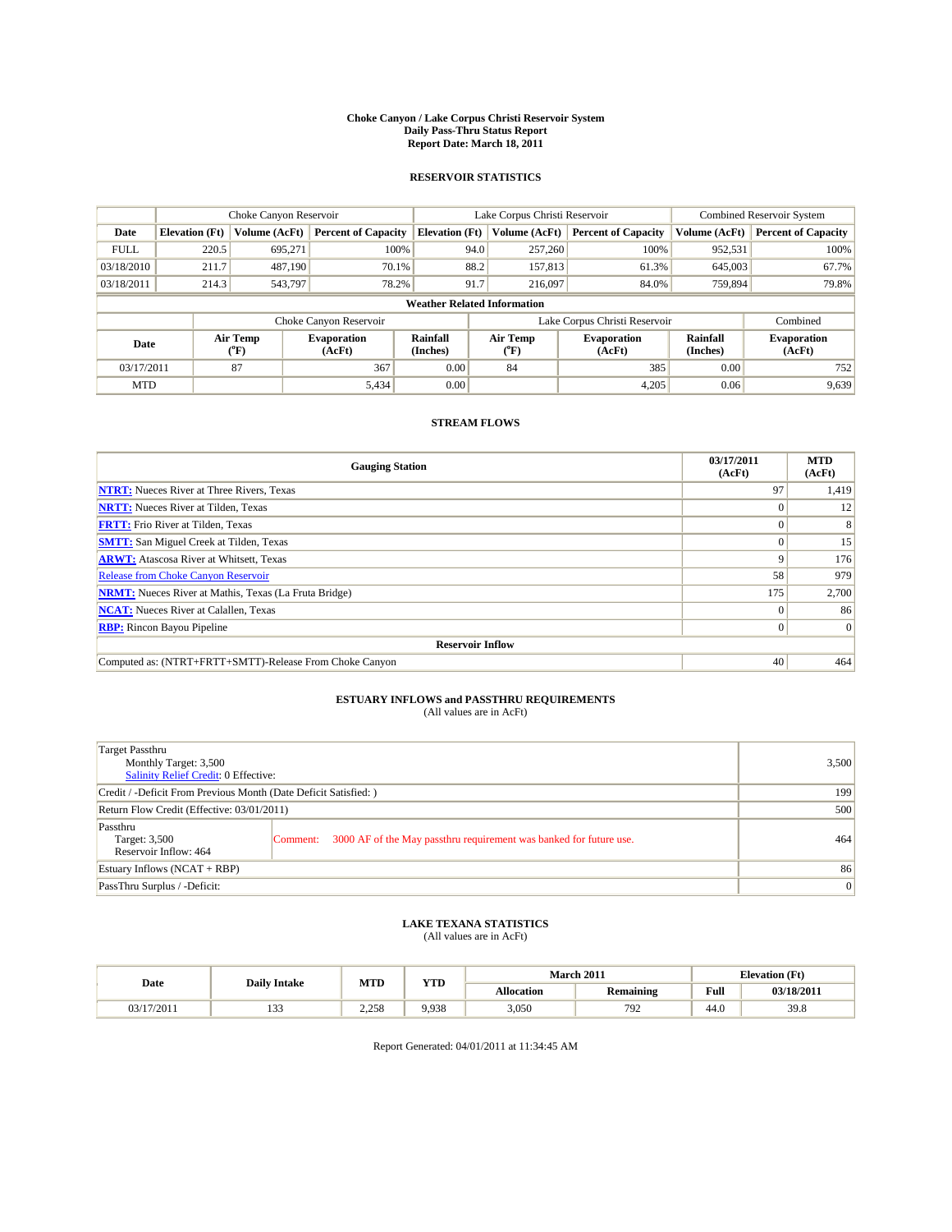# Choke Canyon / Lake Corpus Christi Reservoir System
## Daily Pass-Thru Status Report
## Report Date: March 18, 2011

### RESERVOIR STATISTICS

| | Choke Canyon Reservoir | | | Lake Corpus Christi Reservoir | | | Combined Reservoir System | |
|---|---|---|---|---|---|---|---|---|
| Date | Elevation (Ft) | Volume (AcFt) | Percent of Capacity | Elevation (Ft) | Volume (AcFt) | Percent of Capacity | Volume (AcFt) | Percent of Capacity |
| FULL | 220.5 | 695,271 | 100% | 94.0 | 257,260 | 100% | 952,531 | 100% |
| 03/18/2010 | 211.7 | 487,190 | 70.1% | 88.2 | 157,813 | 61.3% | 645,003 | 67.7% |
| 03/18/2011 | 214.3 | 543,797 | 78.2% | 91.7 | 216,097 | 84.0% | 759,894 | 79.8% |

**Weather Related Information**

| | Choke Canyon Reservoir | | | Lake Corpus Christi Reservoir | | | Combined |
|---|---|---|---|---|---|---|---|
| Date | Air Temp (°F) | Evaporation (AcFt) | Rainfall (Inches) | Air Temp (°F) | Evaporation (AcFt) | Rainfall (Inches) | Evaporation (AcFt) |
| 03/17/2011 | 87 | 367 | 0.00 | 84 | 385 | 0.00 | 752 |
| MTD | | 5,434 | 0.00 | | 4,205 | 0.06 | 9,639 |

### STREAM FLOWS

| Gauging Station | 03/17/2011 (AcFt) | MTD (AcFt) |
|---|---|---|
| NTRT: Nueces River at Three Rivers, Texas | 97 | 1,419 |
| NRTT: Nueces River at Tilden, Texas | 0 | 12 |
| FRTT: Frio River at Tilden, Texas | 0 | 8 |
| SMTT: San Miguel Creek at Tilden, Texas | 0 | 15 |
| ARWT: Atascosa River at Whitsett, Texas | 9 | 176 |
| Release from Choke Canyon Reservoir | 58 | 979 |
| NRMT: Nueces River at Mathis, Texas (La Fruta Bridge) | 175 | 2,700 |
| NCAT: Nueces River at Calallen, Texas | 0 | 86 |
| RBP: Rincon Bayou Pipeline | 0 | 0 |
| **Reservoir Inflow** | | |
| Computed as: (NTRT+FRTT+SMTT)-Release From Choke Canyon | 40 | 464 |

### ESTUARY INFLOWS and PASSTHRU REQUIREMENTS
(All values are in AcFt)

| | |
|---|---|
| Target Passthru<br>Monthly Target: 3,500<br>Salinity Relief Credit: 0 Effective: | 3,500 |
| Credit / -Deficit From Previous Month (Date Deficit Satisfied: ) | 199 |
| Return Flow Credit (Effective: 03/01/2011) | 500 |
| Passthru<br>Target: 3,500<br>Reservoir Inflow: 464 — Comment: 3000 AF of the May passthru requirement was banked for future use. | 464 |
| Estuary Inflows (NCAT + RBP) | 86 |
| PassThru Surplus / -Deficit: | 0 |

### LAKE TEXANA STATISTICS
(All values are in AcFt)

| Date | Daily Intake | MTD | YTD | March 2011 | | Elevation (Ft) | |
|---|---|---|---|---|---|---|---|
| | | | | Allocation | Remaining | Full | 03/18/2011 |
| 03/17/2011 | 133 | 2,258 | 9,938 | 3,050 | 792 | 44.0 | 39.8 |

Report Generated: 04/01/2011 at 11:34:45 AM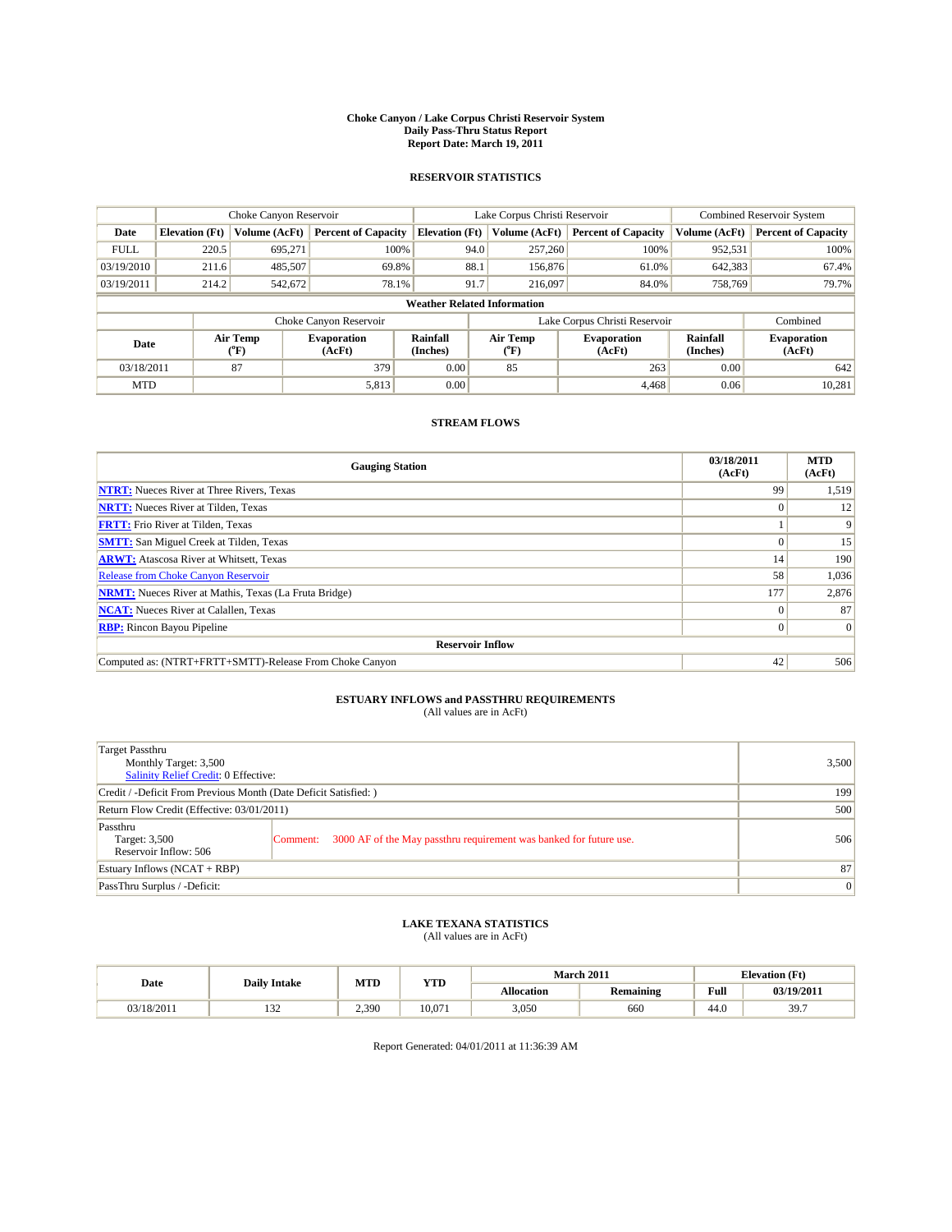# Choke Canyon / Lake Corpus Christi Reservoir System
## Daily Pass-Thru Status Report
### Report Date: March 19, 2011

## RESERVOIR STATISTICS

| | Choke Canyon Reservoir | | | Lake Corpus Christi Reservoir | | | Combined Reservoir System | |
|---|---|---|---|---|---|---|---|---|
| Date | Elevation (Ft) | Volume (AcFt) | Percent of Capacity | Elevation (Ft) | Volume (AcFt) | Percent of Capacity | Volume (AcFt) | Percent of Capacity |
| FULL | 220.5 | 695,271 | 100% | 94.0 | 257,260 | 100% | 952,531 | 100% |
| 03/19/2010 | 211.6 | 485,507 | 69.8% | 88.1 | 156,876 | 61.0% | 642,383 | 67.4% |
| 03/19/2011 | 214.2 | 542,672 | 78.1% | 91.7 | 216,097 | 84.0% | 758,769 | 79.7% |

**Weather Related Information**

| | Choke Canyon Reservoir | | | Lake Corpus Christi Reservoir | | | Combined |
|---|---|---|---|---|---|---|---|
| Date | Air Temp (°F) | Evaporation (AcFt) | Rainfall (Inches) | Air Temp (°F) | Evaporation (AcFt) | Rainfall (Inches) | Evaporation (AcFt) |
| 03/18/2011 | 87 | 379 | 0.00 | 85 | 263 | 0.00 | 642 |
| MTD | | 5,813 | 0.00 | | 4,468 | 0.06 | 10,281 |

## STREAM FLOWS

| Gauging Station | 03/18/2011 (AcFt) | MTD (AcFt) |
|---|---|---|
| **NTRT:** Nueces River at Three Rivers, Texas | 99 | 1,519 |
| **NRTT:** Nueces River at Tilden, Texas | 0 | 12 |
| **FRTT:** Frio River at Tilden, Texas | 1 | 9 |
| **SMTT:** San Miguel Creek at Tilden, Texas | 0 | 15 |
| **ARWT:** Atascosa River at Whitsett, Texas | 14 | 190 |
| Release from Choke Canyon Reservoir | 58 | 1,036 |
| **NRMT:** Nueces River at Mathis, Texas (La Fruta Bridge) | 177 | 2,876 |
| **NCAT:** Nueces River at Calallen, Texas | 0 | 87 |
| **RBP:** Rincon Bayou Pipeline | 0 | 0 |
| **Reservoir Inflow** | | |
| Computed as: (NTRT+FRTT+SMTT)-Release From Choke Canyon | 42 | 506 |

## ESTUARY INFLOWS and PASSTHRU REQUIREMENTS
(All values are in AcFt)

| | | |
|---|---|---|
| Target Passthru<br>Monthly Target: 3,500<br>Salinity Relief Credit: 0 Effective: | | 3,500 |
| Credit / -Deficit From Previous Month (Date Deficit Satisfied: ) | | 199 |
| Return Flow Credit (Effective: 03/01/2011) | | 500 |
| Passthru<br>Target: 3,500<br>Reservoir Inflow: 506 | Comment: 3000 AF of the May passthru requirement was banked for future use. | 506 |
| Estuary Inflows (NCAT + RBP) | | 87 |
| PassThru Surplus / -Deficit: | | 0 |

## LAKE TEXANA STATISTICS
(All values are in AcFt)

| Date | Daily Intake | MTD | YTD | March 2011 | | Elevation (Ft) | |
|---|---|---|---|---|---|---|---|
| | | | | Allocation | Remaining | Full | 03/19/2011 |
| 03/18/2011 | 132 | 2,390 | 10,071 | 3,050 | 660 | 44.0 | 39.7 |

Report Generated: 04/01/2011 at 11:36:39 AM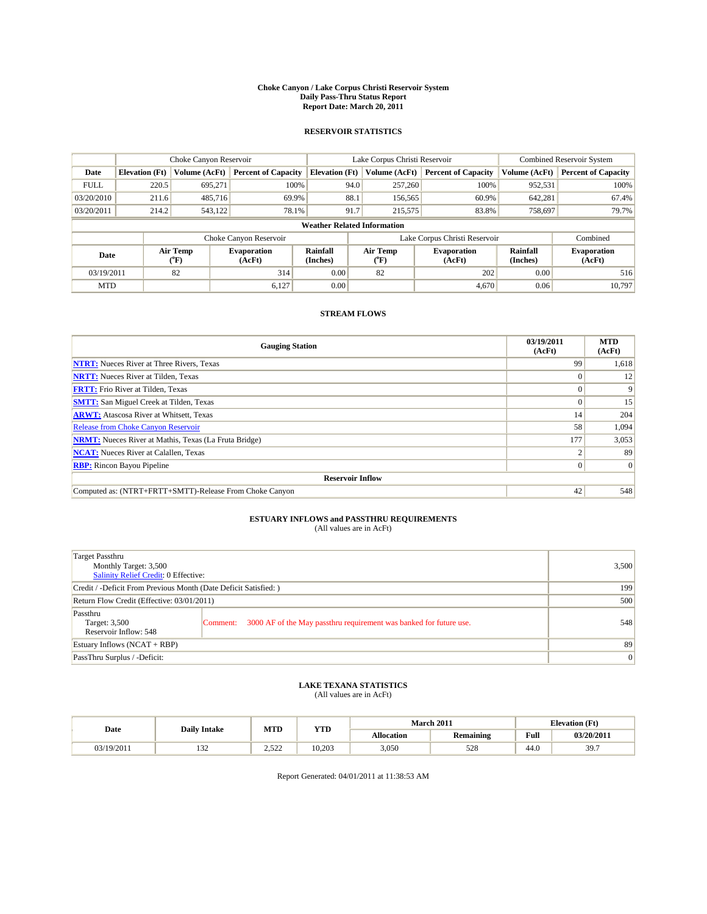# Choke Canyon / Lake Corpus Christi Reservoir System
## Daily Pass-Thru Status Report
## Report Date: March 20, 2011

### RESERVOIR STATISTICS

| | Choke Canyon Reservoir | | | Lake Corpus Christi Reservoir | | | Combined Reservoir System | |
|---|---|---|---|---|---|---|---|---|
| Date | Elevation (Ft) | Volume (AcFt) | Percent of Capacity | Elevation (Ft) | Volume (AcFt) | Percent of Capacity | Volume (AcFt) | Percent of Capacity |
| FULL | 220.5 | 695,271 | 100% | 94.0 | 257,260 | 100% | 952,531 | 100% |
| 03/20/2010 | 211.6 | 485,716 | 69.9% | 88.1 | 156,565 | 60.9% | 642,281 | 67.4% |
| 03/20/2011 | 214.2 | 543,122 | 78.1% | 91.7 | 215,575 | 83.8% | 758,697 | 79.7% |

**Weather Related Information**

| | Choke Canyon Reservoir | | | Lake Corpus Christi Reservoir | | | Combined |
|---|---|---|---|---|---|---|---|
| Date | Air Temp (°F) | Evaporation (AcFt) | Rainfall (Inches) | Air Temp (°F) | Evaporation (AcFt) | Rainfall (Inches) | Evaporation (AcFt) |
| 03/19/2011 | 82 | 314 | 0.00 | 82 | 202 | 0.00 | 516 |
| MTD | | 6,127 | 0.00 | | 4,670 | 0.06 | 10,797 |

### STREAM FLOWS

| Gauging Station | 03/19/2011 (AcFt) | MTD (AcFt) |
|---|---|---|
| NTRT: Nueces River at Three Rivers, Texas | 99 | 1,618 |
| NRTT: Nueces River at Tilden, Texas | 0 | 12 |
| FRTT: Frio River at Tilden, Texas | 0 | 9 |
| SMTT: San Miguel Creek at Tilden, Texas | 0 | 15 |
| ARWT: Atascosa River at Whitsett, Texas | 14 | 204 |
| Release from Choke Canyon Reservoir | 58 | 1,094 |
| NRMT: Nueces River at Mathis, Texas (La Fruta Bridge) | 177 | 3,053 |
| NCAT: Nueces River at Calallen, Texas | 2 | 89 |
| RBP: Rincon Bayou Pipeline | 0 | 0 |
| **Reservoir Inflow** | | |
| Computed as: (NTRT+FRTT+SMTT)-Release From Choke Canyon | 42 | 548 |

### ESTUARY INFLOWS and PASSTHRU REQUIREMENTS
(All values are in AcFt)

| | | |
|---|---|---|
| Target Passthru<br>Monthly Target: 3,500<br>Salinity Relief Credit: 0 Effective: | | 3,500 |
| Credit / -Deficit From Previous Month (Date Deficit Satisfied: ) | | 199 |
| Return Flow Credit (Effective: 03/01/2011) | | 500 |
| Passthru<br>Target: 3,500<br>Reservoir Inflow: 548 | Comment: 3000 AF of the May passthru requirement was banked for future use. | 548 |
| Estuary Inflows (NCAT + RBP) | | 89 |
| PassThru Surplus / -Deficit: | | 0 |

### LAKE TEXANA STATISTICS
(All values are in AcFt)

| Date | Daily Intake | MTD | YTD | March 2011 | | Elevation (Ft) | |
|---|---|---|---|---|---|---|---|
| | | | | Allocation | Remaining | Full | 03/20/2011 |
| 03/19/2011 | 132 | 2,522 | 10,203 | 3,050 | 528 | 44.0 | 39.7 |

Report Generated: 04/01/2011 at 11:38:53 AM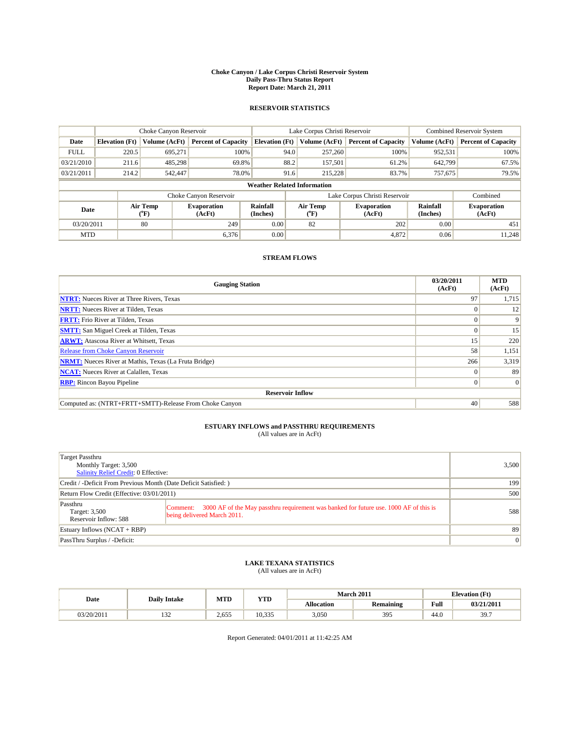# Choke Canyon / Lake Corpus Christi Reservoir System
## Daily Pass-Thru Status Report
### Report Date: March 21, 2011

## RESERVOIR STATISTICS

| | Choke Canyon Reservoir | | | Lake Corpus Christi Reservoir | | | Combined Reservoir System | |
|---|---|---|---|---|---|---|---|---|
| Date | Elevation (Ft) | Volume (AcFt) | Percent of Capacity | Elevation (Ft) | Volume (AcFt) | Percent of Capacity | Volume (AcFt) | Percent of Capacity |
| FULL | 220.5 | 695,271 | 100% | 94.0 | 257,260 | 100% | 952,531 | 100% |
| 03/21/2010 | 211.6 | 485,298 | 69.8% | 88.2 | 157,501 | 61.2% | 642,799 | 67.5% |
| 03/21/2011 | 214.2 | 542,447 | 78.0% | 91.6 | 215,228 | 83.7% | 757,675 | 79.5% |

**Weather Related Information**

| | Choke Canyon Reservoir | | | Lake Corpus Christi Reservoir | | | Combined |
|---|---|---|---|---|---|---|---|
| Date | Air Temp (°F) | Evaporation (AcFt) | Rainfall (Inches) | Air Temp (°F) | Evaporation (AcFt) | Rainfall (Inches) | Evaporation (AcFt) |
| 03/20/2011 | 80 | 249 | 0.00 | 82 | 202 | 0.00 | 451 |
| MTD | | 6,376 | 0.00 | | 4,872 | 0.06 | 11,248 |

## STREAM FLOWS

| Gauging Station | 03/20/2011 (AcFt) | MTD (AcFt) |
|---|---|---|
| NTRT: Nueces River at Three Rivers, Texas | 97 | 1,715 |
| NRTT: Nueces River at Tilden, Texas | 0 | 12 |
| FRTT: Frio River at Tilden, Texas | 0 | 9 |
| SMTT: San Miguel Creek at Tilden, Texas | 0 | 15 |
| ARWT: Atascosa River at Whitsett, Texas | 15 | 220 |
| Release from Choke Canyon Reservoir | 58 | 1,151 |
| NRMT: Nueces River at Mathis, Texas (La Fruta Bridge) | 266 | 3,319 |
| NCAT: Nueces River at Calallen, Texas | 0 | 89 |
| RBP: Rincon Bayou Pipeline | 0 | 0 |
| **Reservoir Inflow** | | |
| Computed as: (NTRT+FRTT+SMTT)-Release From Choke Canyon | 40 | 588 |

## ESTUARY INFLOWS and PASSTHRU REQUIREMENTS
(All values are in AcFt)

| | | |
|---|---|---|
| Target Passthru<br>Monthly Target: 3,500<br>Salinity Relief Credit: 0 Effective: | | 3,500 |
| Credit / -Deficit From Previous Month (Date Deficit Satisfied: ) | | 199 |
| Return Flow Credit (Effective: 03/01/2011) | | 500 |
| Passthru<br>Target: 3,500<br>Reservoir Inflow: 588 | Comment: 3000 AF of the May passthru requirement was banked for future use. 1000 AF of this is being delivered March 2011. | 588 |
| Estuary Inflows (NCAT + RBP) | | 89 |
| PassThru Surplus / -Deficit: | | 0 |

## LAKE TEXANA STATISTICS
(All values are in AcFt)

| Date | Daily Intake | MTD | YTD | March 2011 | | Elevation (Ft) | |
|---|---|---|---|---|---|---|---|
| | | | | Allocation | Remaining | Full | 03/21/2011 |
| 03/20/2011 | 132 | 2,655 | 10,335 | 3,050 | 395 | 44.0 | 39.7 |

Report Generated: 04/01/2011 at 11:42:25 AM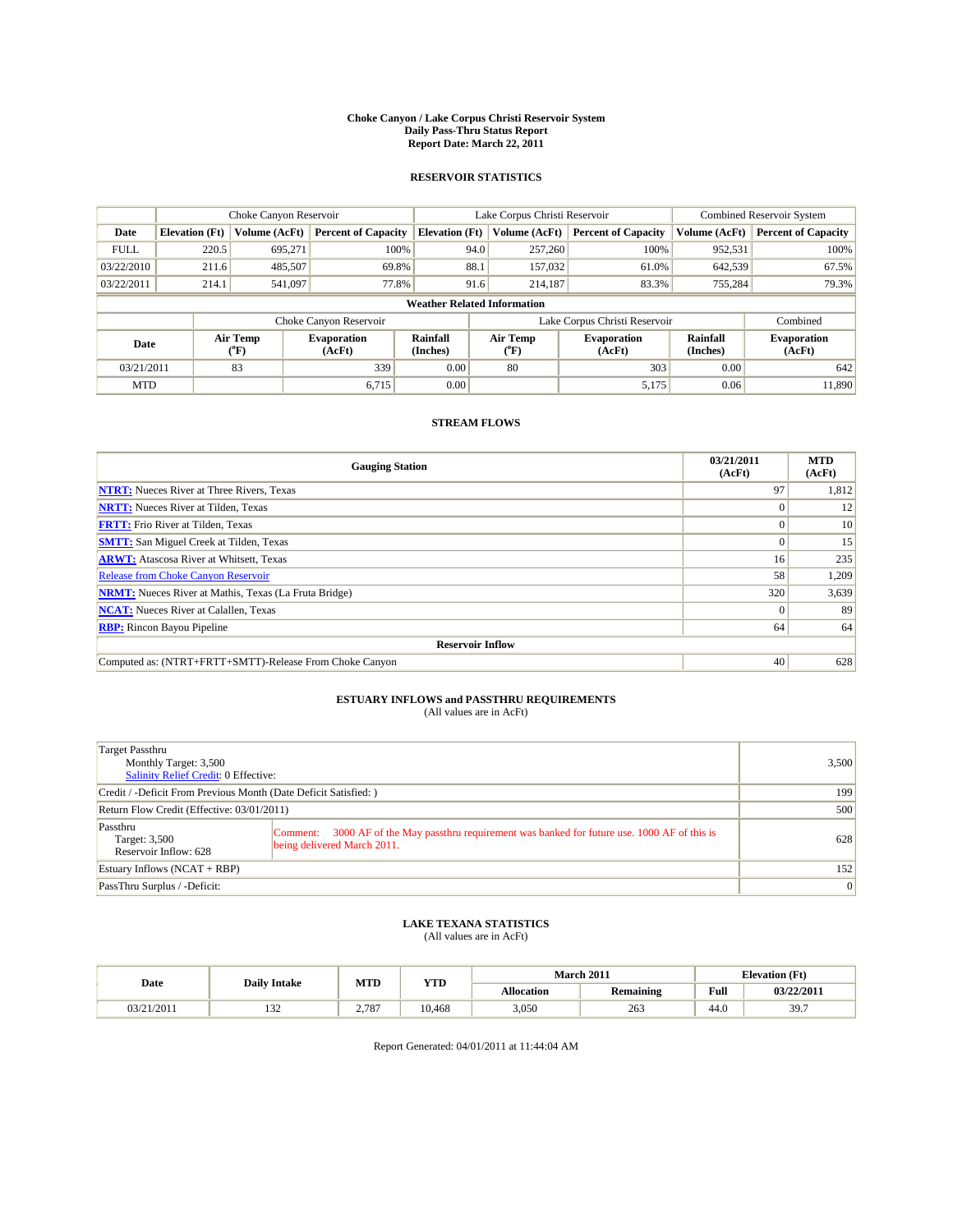# Choke Canyon / Lake Corpus Christi Reservoir System
## Daily Pass-Thru Status Report
## Report Date: March 22, 2011

### RESERVOIR STATISTICS

| | Choke Canyon Reservoir | | | Lake Corpus Christi Reservoir | | | Combined Reservoir System | |
|---|---|---|---|---|---|---|---|---|
| Date | Elevation (Ft) | Volume (AcFt) | Percent of Capacity | Elevation (Ft) | Volume (AcFt) | Percent of Capacity | Volume (AcFt) | Percent of Capacity |
| FULL | 220.5 | 695,271 | 100% | 94.0 | 257,260 | 100% | 952,531 | 100% |
| 03/22/2010 | 211.6 | 485,507 | 69.8% | 88.1 | 157,032 | 61.0% | 642,539 | 67.5% |
| 03/22/2011 | 214.1 | 541,097 | 77.8% | 91.6 | 214,187 | 83.3% | 755,284 | 79.3% |

**Weather Related Information**

| | Choke Canyon Reservoir | | | Lake Corpus Christi Reservoir | | | Combined |
|---|---|---|---|---|---|---|---|
| Date | Air Temp (°F) | Evaporation (AcFt) | Rainfall (Inches) | Air Temp (°F) | Evaporation (AcFt) | Rainfall (Inches) | Evaporation (AcFt) |
| 03/21/2011 | 83 | 339 | 0.00 | 80 | 303 | 0.00 | 642 |
| MTD | | 6,715 | 0.00 | | 5,175 | 0.06 | 11,890 |

### STREAM FLOWS

| Gauging Station | 03/21/2011 (AcFt) | MTD (AcFt) |
|---|---|---|
| NTRT: Nueces River at Three Rivers, Texas | 97 | 1,812 |
| NRTT: Nueces River at Tilden, Texas | 0 | 12 |
| FRTT: Frio River at Tilden, Texas | 0 | 10 |
| SMTT: San Miguel Creek at Tilden, Texas | 0 | 15 |
| ARWT: Atascosa River at Whitsett, Texas | 16 | 235 |
| Release from Choke Canyon Reservoir | 58 | 1,209 |
| NRMT: Nueces River at Mathis, Texas (La Fruta Bridge) | 320 | 3,639 |
| NCAT: Nueces River at Calallen, Texas | 0 | 89 |
| RBP: Rincon Bayou Pipeline | 64 | 64 |
| **Reservoir Inflow** | | |
| Computed as: (NTRT+FRTT+SMTT)-Release From Choke Canyon | 40 | 628 |

### ESTUARY INFLOWS and PASSTHRU REQUIREMENTS
(All values are in AcFt)

| | | |
|---|---|---|
| Target Passthru<br>Monthly Target: 3,500<br>Salinity Relief Credit: 0 Effective: | | 3,500 |
| Credit / -Deficit From Previous Month (Date Deficit Satisfied: ) | | 199 |
| Return Flow Credit (Effective: 03/01/2011) | | 500 |
| Passthru<br>Target: 3,500<br>Reservoir Inflow: 628 | Comment: 3000 AF of the May passthru requirement was banked for future use. 1000 AF of this is being delivered March 2011. | 628 |
| Estuary Inflows (NCAT + RBP) | | 152 |
| PassThru Surplus / -Deficit: | | 0 |

### LAKE TEXANA STATISTICS
(All values are in AcFt)

| Date | Daily Intake | MTD | YTD | March 2011 | | Elevation (Ft) | |
|---|---|---|---|---|---|---|---|
| | | | | Allocation | Remaining | Full | 03/22/2011 |
| 03/21/2011 | 132 | 2,787 | 10,468 | 3,050 | 263 | 44.0 | 39.7 |

Report Generated: 04/01/2011 at 11:44:04 AM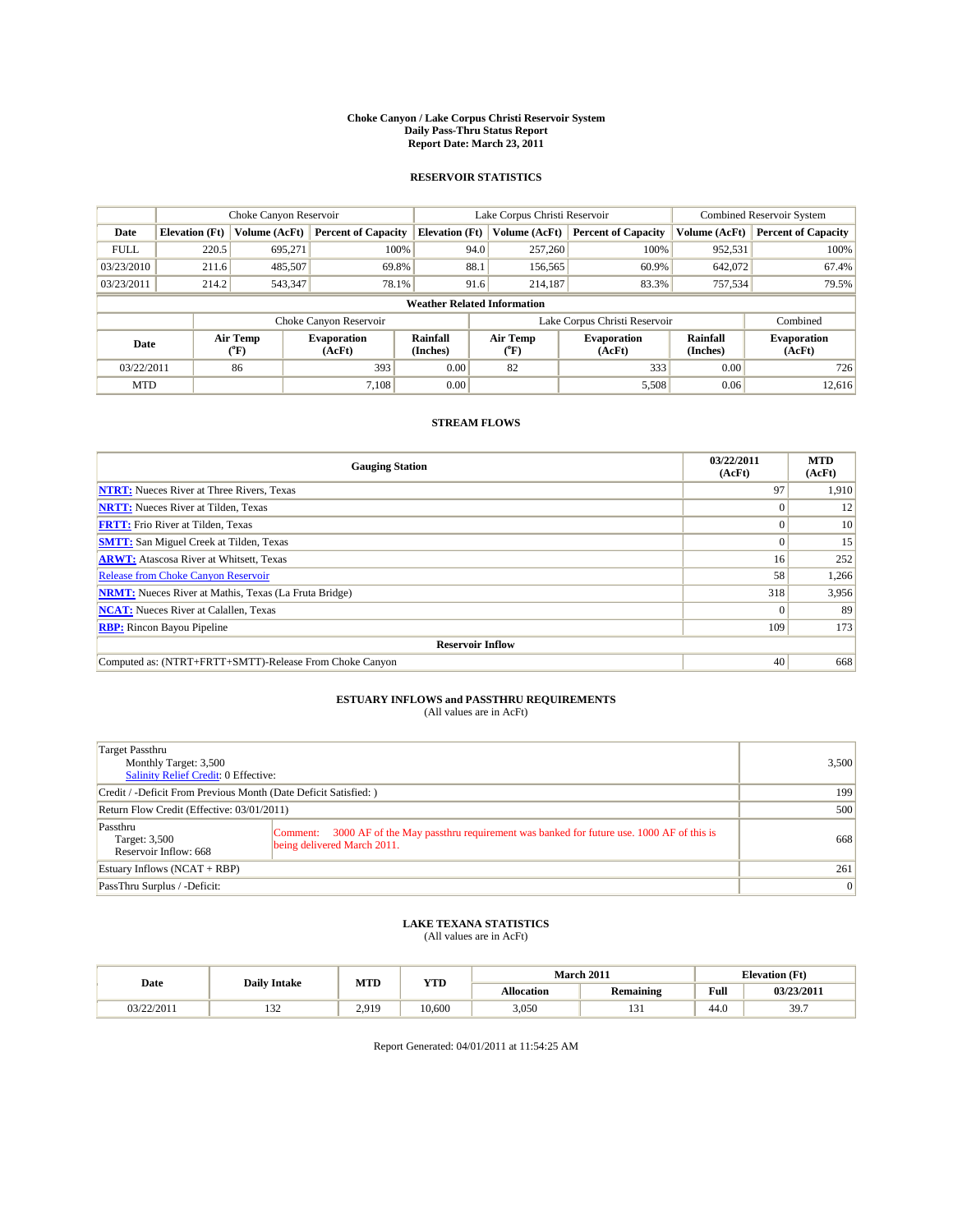# Choke Canyon / Lake Corpus Christi Reservoir System
## Daily Pass-Thru Status Report
## Report Date: March 23, 2011

### RESERVOIR STATISTICS

| | Choke Canyon Reservoir | | | Lake Corpus Christi Reservoir | | | Combined Reservoir System | |
|---|---|---|---|---|---|---|---|---|
| Date | Elevation (Ft) | Volume (AcFt) | Percent of Capacity | Elevation (Ft) | Volume (AcFt) | Percent of Capacity | Volume (AcFt) | Percent of Capacity |
| FULL | 220.5 | 695,271 | 100% | 94.0 | 257,260 | 100% | 952,531 | 100% |
| 03/23/2010 | 211.6 | 485,507 | 69.8% | 88.1 | 156,565 | 60.9% | 642,072 | 67.4% |
| 03/23/2011 | 214.2 | 543,347 | 78.1% | 91.6 | 214,187 | 83.3% | 757,534 | 79.5% |

**Weather Related Information**

| | Choke Canyon Reservoir | | | Lake Corpus Christi Reservoir | | | Combined |
|---|---|---|---|---|---|---|---|
| Date | Air Temp (°F) | Evaporation (AcFt) | Rainfall (Inches) | Air Temp (°F) | Evaporation (AcFt) | Rainfall (Inches) | Evaporation (AcFt) |
| 03/22/2011 | 86 | 393 | 0.00 | 82 | 333 | 0.00 | 726 |
| MTD | | 7,108 | 0.00 | | 5,508 | 0.06 | 12,616 |

### STREAM FLOWS

| Gauging Station | 03/22/2011 (AcFt) | MTD (AcFt) |
|---|---|---|
| NTRT: Nueces River at Three Rivers, Texas | 97 | 1,910 |
| NRTT: Nueces River at Tilden, Texas | 0 | 12 |
| FRTT: Frio River at Tilden, Texas | 0 | 10 |
| SMTT: San Miguel Creek at Tilden, Texas | 0 | 15 |
| ARWT: Atascosa River at Whitsett, Texas | 16 | 252 |
| Release from Choke Canyon Reservoir | 58 | 1,266 |
| NRMT: Nueces River at Mathis, Texas (La Fruta Bridge) | 318 | 3,956 |
| NCAT: Nueces River at Calallen, Texas | 0 | 89 |
| RBP: Rincon Bayou Pipeline | 109 | 173 |
| **Reservoir Inflow** | | |
| Computed as: (NTRT+FRTT+SMTT)-Release From Choke Canyon | 40 | 668 |

### ESTUARY INFLOWS and PASSTHRU REQUIREMENTS
(All values are in AcFt)

| | |
|---|---|
| Target Passthru<br>Monthly Target: 3,500<br>Salinity Relief Credit: 0 Effective: | 3,500 |
| Credit / -Deficit From Previous Month (Date Deficit Satisfied: ) | 199 |
| Return Flow Credit (Effective: 03/01/2011) | 500 |
| Passthru<br>Target: 3,500<br>Reservoir Inflow: 668<br>Comment: 3000 AF of the May passthru requirement was banked for future use. 1000 AF of this is being delivered March 2011. | 668 |
| Estuary Inflows (NCAT + RBP) | 261 |
| PassThru Surplus / -Deficit: | 0 |

### LAKE TEXANA STATISTICS
(All values are in AcFt)

| Date | Daily Intake | MTD | YTD | March 2011 | | Elevation (Ft) | |
|---|---|---|---|---|---|---|---|
| | | | | Allocation | Remaining | Full | 03/23/2011 |
| 03/22/2011 | 132 | 2,919 | 10,600 | 3,050 | 131 | 44.0 | 39.7 |

Report Generated: 04/01/2011 at 11:54:25 AM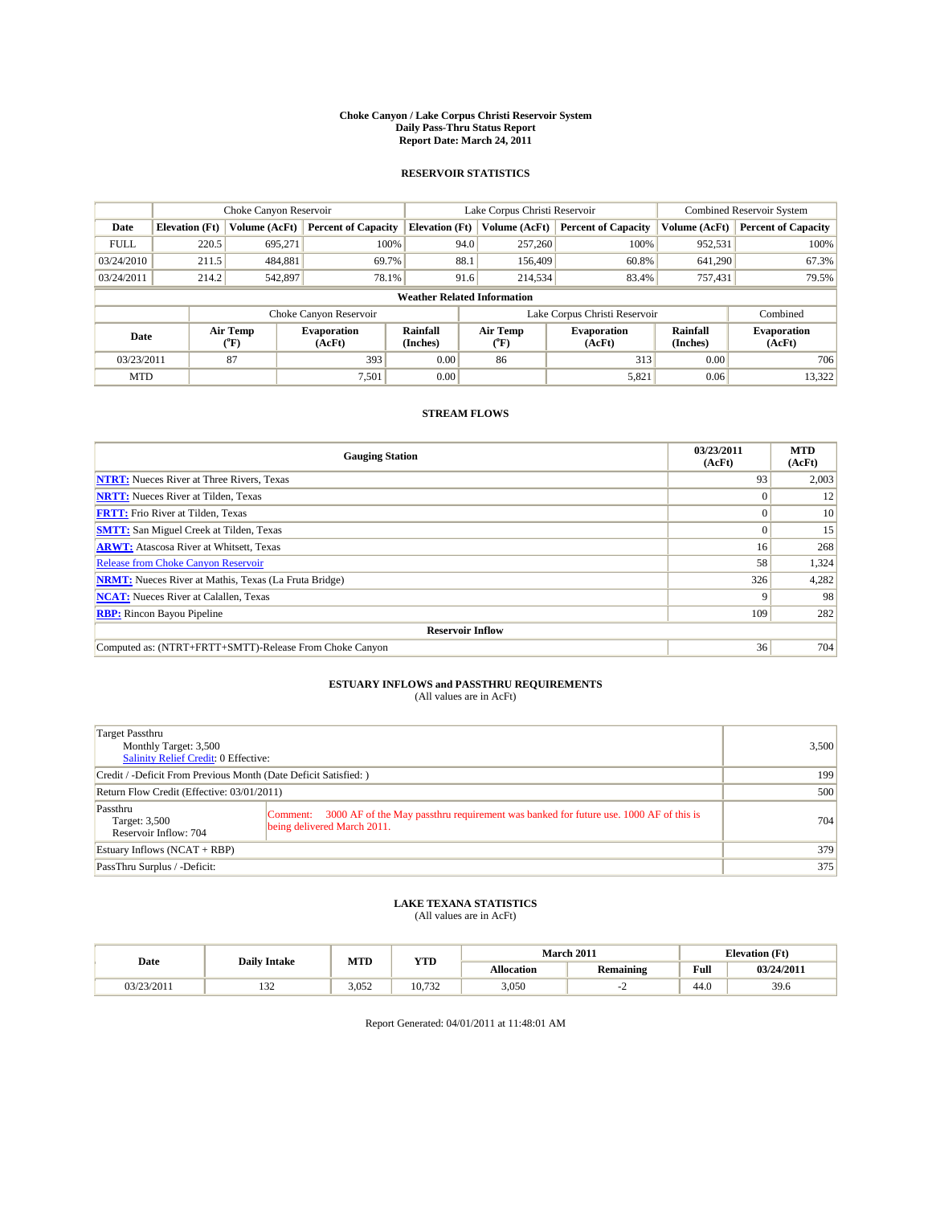# Choke Canyon / Lake Corpus Christi Reservoir System
## Daily Pass-Thru Status Report
## Report Date: March 24, 2011

### RESERVOIR STATISTICS

| | Choke Canyon Reservoir | | | Lake Corpus Christi Reservoir | | | Combined Reservoir System | |
|---|---|---|---|---|---|---|---|---|
| Date | Elevation (Ft) | Volume (AcFt) | Percent of Capacity | Elevation (Ft) | Volume (AcFt) | Percent of Capacity | Volume (AcFt) | Percent of Capacity |
| FULL | 220.5 | 695,271 | 100% | 94.0 | 257,260 | 100% | 952,531 | 100% |
| 03/24/2010 | 211.5 | 484,881 | 69.7% | 88.1 | 156,409 | 60.8% | 641,290 | 67.3% |
| 03/24/2011 | 214.2 | 542,897 | 78.1% | 91.6 | 214,534 | 83.4% | 757,431 | 79.5% |

**Weather Related Information**

| | Choke Canyon Reservoir | | | Lake Corpus Christi Reservoir | | | Combined |
|---|---|---|---|---|---|---|---|
| Date | Air Temp (°F) | Evaporation (AcFt) | Rainfall (Inches) | Air Temp (°F) | Evaporation (AcFt) | Rainfall (Inches) | Evaporation (AcFt) |
| 03/23/2011 | 87 | 393 | 0.00 | 86 | 313 | 0.00 | 706 |
| MTD | | 7,501 | 0.00 | | 5,821 | 0.06 | 13,322 |

### STREAM FLOWS

| Gauging Station | 03/23/2011 (AcFt) | MTD (AcFt) |
|---|---|---|
| **NTRT:** Nueces River at Three Rivers, Texas | 93 | 2,003 |
| **NRTT:** Nueces River at Tilden, Texas | 0 | 12 |
| **FRTT:** Frio River at Tilden, Texas | 0 | 10 |
| **SMTT:** San Miguel Creek at Tilden, Texas | 0 | 15 |
| **ARWT:** Atascosa River at Whitsett, Texas | 16 | 268 |
| Release from Choke Canyon Reservoir | 58 | 1,324 |
| **NRMT:** Nueces River at Mathis, Texas (La Fruta Bridge) | 326 | 4,282 |
| **NCAT:** Nueces River at Calallen, Texas | 9 | 98 |
| **RBP:** Rincon Bayou Pipeline | 109 | 282 |
| **Reservoir Inflow** | | |
| Computed as: (NTRT+FRTT+SMTT)-Release From Choke Canyon | 36 | 704 |

### ESTUARY INFLOWS and PASSTHRU REQUIREMENTS
(All values are in AcFt)

| | | |
|---|---|---|
| Target Passthru<br>Monthly Target: 3,500<br>Salinity Relief Credit: 0 Effective: | | 3,500 |
| Credit / -Deficit From Previous Month (Date Deficit Satisfied: ) | | 199 |
| Return Flow Credit (Effective: 03/01/2011) | | 500 |
| Passthru<br>Target: 3,500<br>Reservoir Inflow: 704 | Comment: 3000 AF of the May passthru requirement was banked for future use. 1000 AF of this is being delivered March 2011. | 704 |
| Estuary Inflows (NCAT + RBP) | | 379 |
| PassThru Surplus / -Deficit: | | 375 |

### LAKE TEXANA STATISTICS
(All values are in AcFt)

| Date | Daily Intake | MTD | YTD | March 2011 | | Elevation (Ft) | |
|---|---|---|---|---|---|---|---|
| | | | | Allocation | Remaining | Full | 03/24/2011 |
| 03/23/2011 | 132 | 3,052 | 10,732 | 3,050 | -2 | 44.0 | 39.6 |

Report Generated: 04/01/2011 at 11:48:01 AM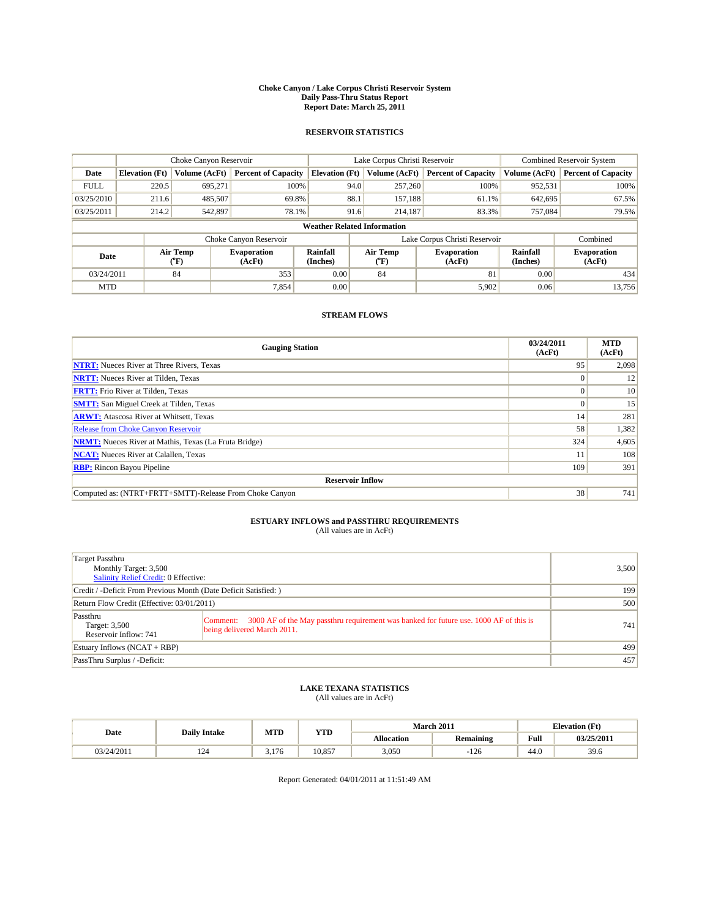# Choke Canyon / Lake Corpus Christi Reservoir System
## Daily Pass-Thru Status Report
## Report Date: March 25, 2011

### RESERVOIR STATISTICS

| | Choke Canyon Reservoir | | | Lake Corpus Christi Reservoir | | | Combined Reservoir System | |
|---|---|---|---|---|---|---|---|---|
| Date | Elevation (Ft) | Volume (AcFt) | Percent of Capacity | Elevation (Ft) | Volume (AcFt) | Percent of Capacity | Volume (AcFt) | Percent of Capacity |
| FULL | 220.5 | 695,271 | 100% | 94.0 | 257,260 | 100% | 952,531 | 100% |
| 03/25/2010 | 211.6 | 485,507 | 69.8% | 88.1 | 157,188 | 61.1% | 642,695 | 67.5% |
| 03/25/2011 | 214.2 | 542,897 | 78.1% | 91.6 | 214,187 | 83.3% | 757,084 | 79.5% |

**Weather Related Information**

| | Choke Canyon Reservoir | | | Lake Corpus Christi Reservoir | | | Combined |
|---|---|---|---|---|---|---|---|
| Date | Air Temp (°F) | Evaporation (AcFt) | Rainfall (Inches) | Air Temp (°F) | Evaporation (AcFt) | Rainfall (Inches) | Evaporation (AcFt) |
| 03/24/2011 | 84 | 353 | 0.00 | 84 | 81 | 0.00 | 434 |
| MTD | | 7,854 | 0.00 | | 5,902 | 0.06 | 13,756 |

### STREAM FLOWS

| Gauging Station | 03/24/2011 (AcFt) | MTD (AcFt) |
|---|---|---|
| NTRT: Nueces River at Three Rivers, Texas | 95 | 2,098 |
| NRTT: Nueces River at Tilden, Texas | 0 | 12 |
| FRTT: Frio River at Tilden, Texas | 0 | 10 |
| SMTT: San Miguel Creek at Tilden, Texas | 0 | 15 |
| ARWT: Atascosa River at Whitsett, Texas | 14 | 281 |
| Release from Choke Canyon Reservoir | 58 | 1,382 |
| NRMT: Nueces River at Mathis, Texas (La Fruta Bridge) | 324 | 4,605 |
| NCAT: Nueces River at Calallen, Texas | 11 | 108 |
| RBP: Rincon Bayou Pipeline | 109 | 391 |
| **Reservoir Inflow** | | |
| Computed as: (NTRT+FRTT+SMTT)-Release From Choke Canyon | 38 | 741 |

### ESTUARY INFLOWS and PASSTHRU REQUIREMENTS
(All values are in AcFt)

| | | |
|---|---|---|
| Target Passthru<br>Monthly Target: 3,500<br>Salinity Relief Credit: 0 Effective: | | 3,500 |
| Credit / -Deficit From Previous Month (Date Deficit Satisfied: ) | | 199 |
| Return Flow Credit (Effective: 03/01/2011) | | 500 |
| Passthru<br>Target: 3,500<br>Reservoir Inflow: 741 | Comment: 3000 AF of the May passthru requirement was banked for future use. 1000 AF of this is being delivered March 2011. | 741 |
| Estuary Inflows (NCAT + RBP) | | 499 |
| PassThru Surplus / -Deficit: | | 457 |

### LAKE TEXANA STATISTICS
(All values are in AcFt)

| Date | Daily Intake | MTD | YTD | March 2011 | | Elevation (Ft) | |
|---|---|---|---|---|---|---|---|
| | | | | Allocation | Remaining | Full | 03/25/2011 |
| 03/24/2011 | 124 | 3,176 | 10,857 | 3,050 | -126 | 44.0 | 39.6 |

Report Generated: 04/01/2011 at 11:51:49 AM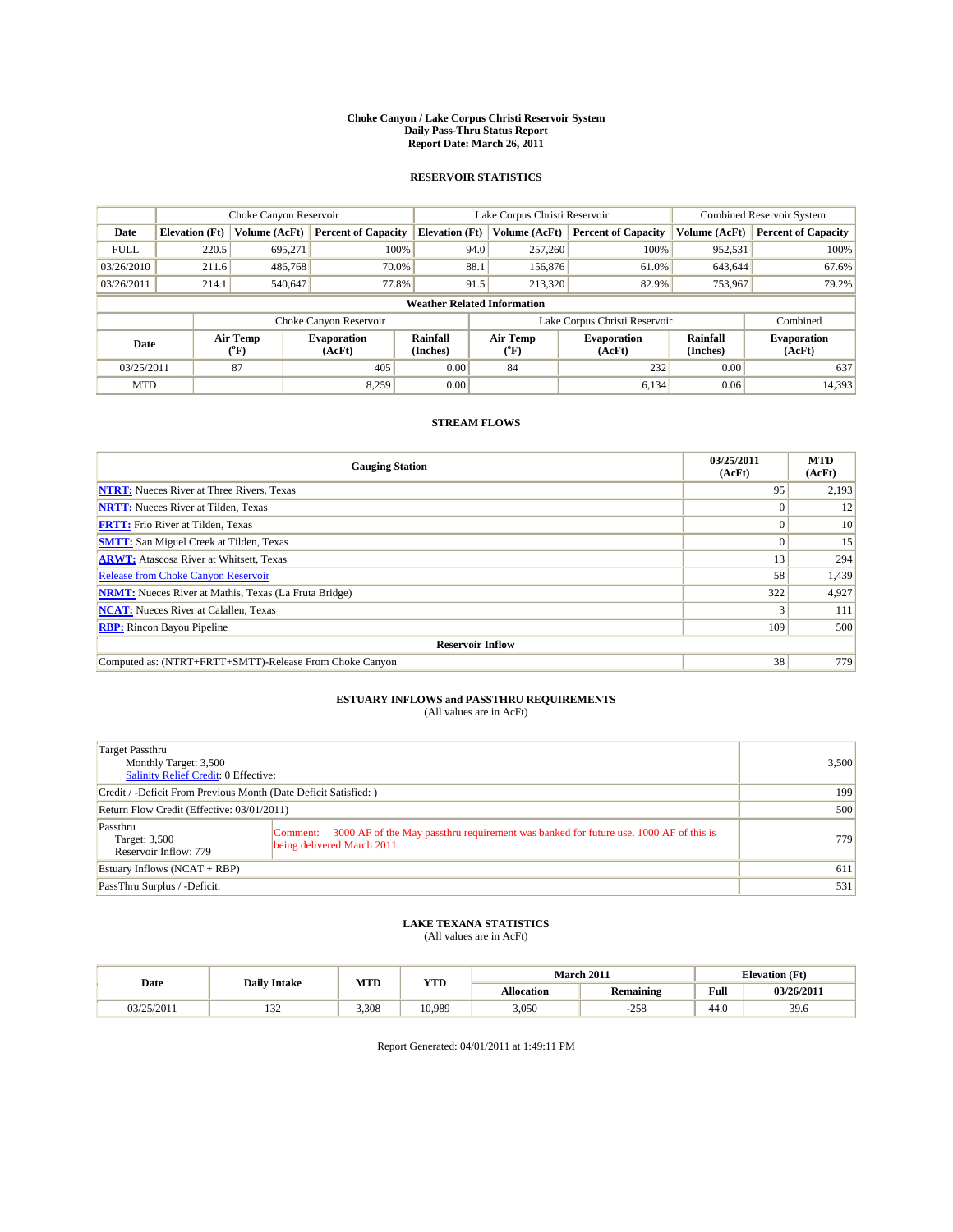# Choke Canyon / Lake Corpus Christi Reservoir System
## Daily Pass-Thru Status Report
### Report Date: March 26, 2011

## RESERVOIR STATISTICS

| | Choke Canyon Reservoir | | | Lake Corpus Christi Reservoir | | | Combined Reservoir System | |
|---|---|---|---|---|---|---|---|---|
| Date | Elevation (Ft) | Volume (AcFt) | Percent of Capacity | Elevation (Ft) | Volume (AcFt) | Percent of Capacity | Volume (AcFt) | Percent of Capacity |
| FULL | 220.5 | 695,271 | 100% | 94.0 | 257,260 | 100% | 952,531 | 100% |
| 03/26/2010 | 211.6 | 486,768 | 70.0% | 88.1 | 156,876 | 61.0% | 643,644 | 67.6% |
| 03/26/2011 | 214.1 | 540,647 | 77.8% | 91.5 | 213,320 | 82.9% | 753,967 | 79.2% |

**Weather Related Information**

| | Choke Canyon Reservoir | | | Lake Corpus Christi Reservoir | | | Combined |
|---|---|---|---|---|---|---|---|
| Date | Air Temp (°F) | Evaporation (AcFt) | Rainfall (Inches) | Air Temp (°F) | Evaporation (AcFt) | Rainfall (Inches) | Evaporation (AcFt) |
| 03/25/2011 | 87 | 405 | 0.00 | 84 | 232 | 0.00 | 637 |
| MTD | | 8,259 | 0.00 | | 6,134 | 0.06 | 14,393 |

## STREAM FLOWS

| Gauging Station | 03/25/2011 (AcFt) | MTD (AcFt) |
|---|---|---|
| NTRT: Nueces River at Three Rivers, Texas | 95 | 2,193 |
| NRTT: Nueces River at Tilden, Texas | 0 | 12 |
| FRTT: Frio River at Tilden, Texas | 0 | 10 |
| SMTT: San Miguel Creek at Tilden, Texas | 0 | 15 |
| ARWT: Atascosa River at Whitsett, Texas | 13 | 294 |
| Release from Choke Canyon Reservoir | 58 | 1,439 |
| NRMT: Nueces River at Mathis, Texas (La Fruta Bridge) | 322 | 4,927 |
| NCAT: Nueces River at Calallen, Texas | 3 | 111 |
| RBP: Rincon Bayou Pipeline | 109 | 500 |
| **Reservoir Inflow** | | |
| Computed as: (NTRT+FRTT+SMTT)-Release From Choke Canyon | 38 | 779 |

## ESTUARY INFLOWS and PASSTHRU REQUIREMENTS
(All values are in AcFt)

| | | |
|---|---|---|
| Target Passthru<br>Monthly Target: 3,500<br>Salinity Relief Credit: 0 Effective: | | 3,500 |
| Credit / -Deficit From Previous Month (Date Deficit Satisfied: ) | | 199 |
| Return Flow Credit (Effective: 03/01/2011) | | 500 |
| Passthru<br>Target: 3,500<br>Reservoir Inflow: 779 | Comment: 3000 AF of the May passthru requirement was banked for future use. 1000 AF of this is being delivered March 2011. | 779 |
| Estuary Inflows (NCAT + RBP) | | 611 |
| PassThru Surplus / -Deficit: | | 531 |

## LAKE TEXANA STATISTICS
(All values are in AcFt)

| Date | Daily Intake | MTD | YTD | March 2011 | | Elevation (Ft) | |
|---|---|---|---|---|---|---|---|
| | | | | Allocation | Remaining | Full | 03/26/2011 |
| 03/25/2011 | 132 | 3,308 | 10,989 | 3,050 | -258 | 44.0 | 39.6 |

Report Generated: 04/01/2011 at 1:49:11 PM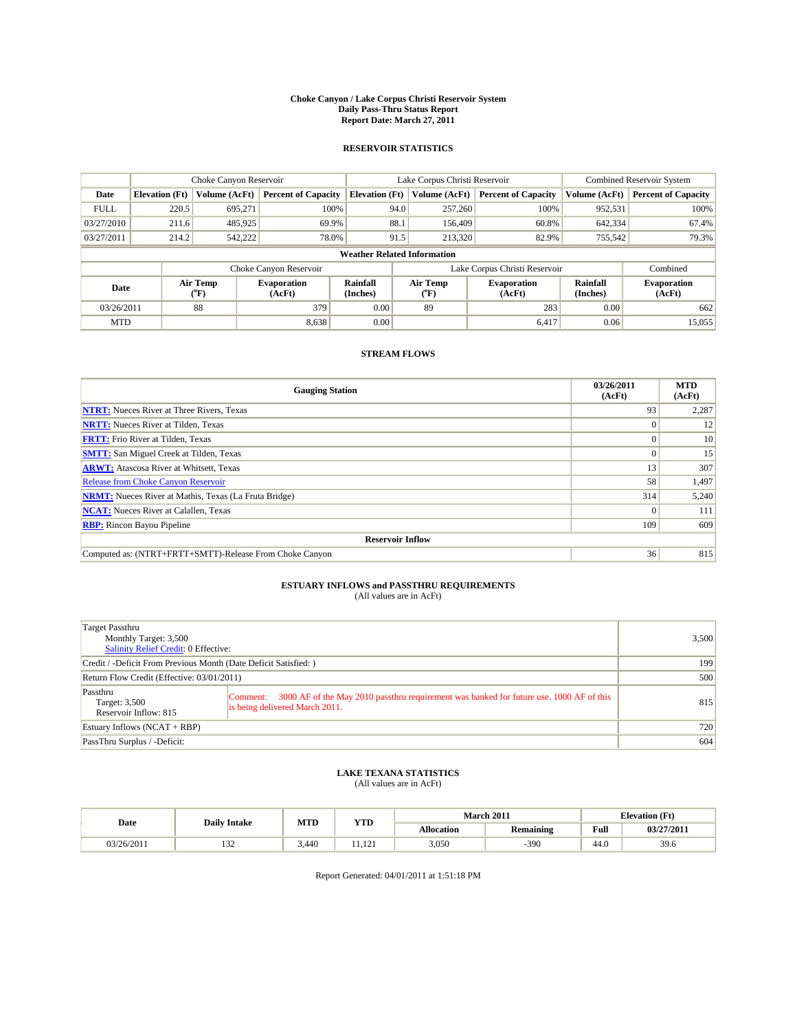**Choke Canyon / Lake Corpus Christi Reservoir System**
**Daily Pass-Thru Status Report**
**Report Date: March 27, 2011**

## RESERVOIR STATISTICS

| | Choke Canyon Reservoir | | | Lake Corpus Christi Reservoir | | | Combined Reservoir System | |
|---|---|---|---|---|---|---|---|---|
| Date | Elevation (Ft) | Volume (AcFt) | Percent of Capacity | Elevation (Ft) | Volume (AcFt) | Percent of Capacity | Volume (AcFt) | Percent of Capacity |
| FULL | 220.5 | 695,271 | 100% | 94.0 | 257,260 | 100% | 952,531 | 100% |
| 03/27/2010 | 211.6 | 485,925 | 69.9% | 88.1 | 156,409 | 60.8% | 642,334 | 67.4% |
| 03/27/2011 | 214.2 | 542,222 | 78.0% | 91.5 | 213,320 | 82.9% | 755,542 | 79.3% |

**Weather Related Information**

| | Choke Canyon Reservoir | | | Lake Corpus Christi Reservoir | | | Combined |
|---|---|---|---|---|---|---|---|
| Date | Air Temp (°F) | Evaporation (AcFt) | Rainfall (Inches) | Air Temp (°F) | Evaporation (AcFt) | Rainfall (Inches) | Evaporation (AcFt) |
| 03/26/2011 | 88 | 379 | 0.00 | 89 | 283 | 0.00 | 662 |
| MTD | | 8,638 | 0.00 | | 6,417 | 0.06 | 15,055 |

## STREAM FLOWS

| Gauging Station | 03/26/2011 (AcFt) | MTD (AcFt) |
|---|---|---|
| NTRT: Nueces River at Three Rivers, Texas | 93 | 2,287 |
| NRTT: Nueces River at Tilden, Texas | 0 | 12 |
| FRTT: Frio River at Tilden, Texas | 0 | 10 |
| SMTT: San Miguel Creek at Tilden, Texas | 0 | 15 |
| ARWT: Atascosa River at Whitsett, Texas | 13 | 307 |
| Release from Choke Canyon Reservoir | 58 | 1,497 |
| NRMT: Nueces River at Mathis, Texas (La Fruta Bridge) | 314 | 5,240 |
| NCAT: Nueces River at Calallen, Texas | 0 | 111 |
| RBP: Rincon Bayou Pipeline | 109 | 609 |
| **Reservoir Inflow** | | |
| Computed as: (NTRT+FRTT+SMTT)-Release From Choke Canyon | 36 | 815 |

## ESTUARY INFLOWS and PASSTHRU REQUIREMENTS

(All values are in AcFt)

| | | |
|---|---|---|
| Target Passthru<br>Monthly Target: 3,500<br>Salinity Relief Credit: 0 Effective: | | 3,500 |
| Credit / -Deficit From Previous Month (Date Deficit Satisfied: ) | | 199 |
| Return Flow Credit (Effective: 03/01/2011) | | 500 |
| Passthru<br>Target: 3,500<br>Reservoir Inflow: 815 | Comment: 3000 AF of the May 2010 passthru requirement was banked for future use. 1000 AF of this is being delivered March 2011. | 815 |
| Estuary Inflows (NCAT + RBP) | | 720 |
| PassThru Surplus / -Deficit: | | 604 |

## LAKE TEXANA STATISTICS

(All values are in AcFt)

| Date | Daily Intake | MTD | YTD | March 2011 | | Elevation (Ft) | |
|---|---|---|---|---|---|---|---|
| | | | | Allocation | Remaining | Full | 03/27/2011 |
| 03/26/2011 | 132 | 3,440 | 11,121 | 3,050 | -390 | 44.0 | 39.6 |

Report Generated: 04/01/2011 at 1:51:18 PM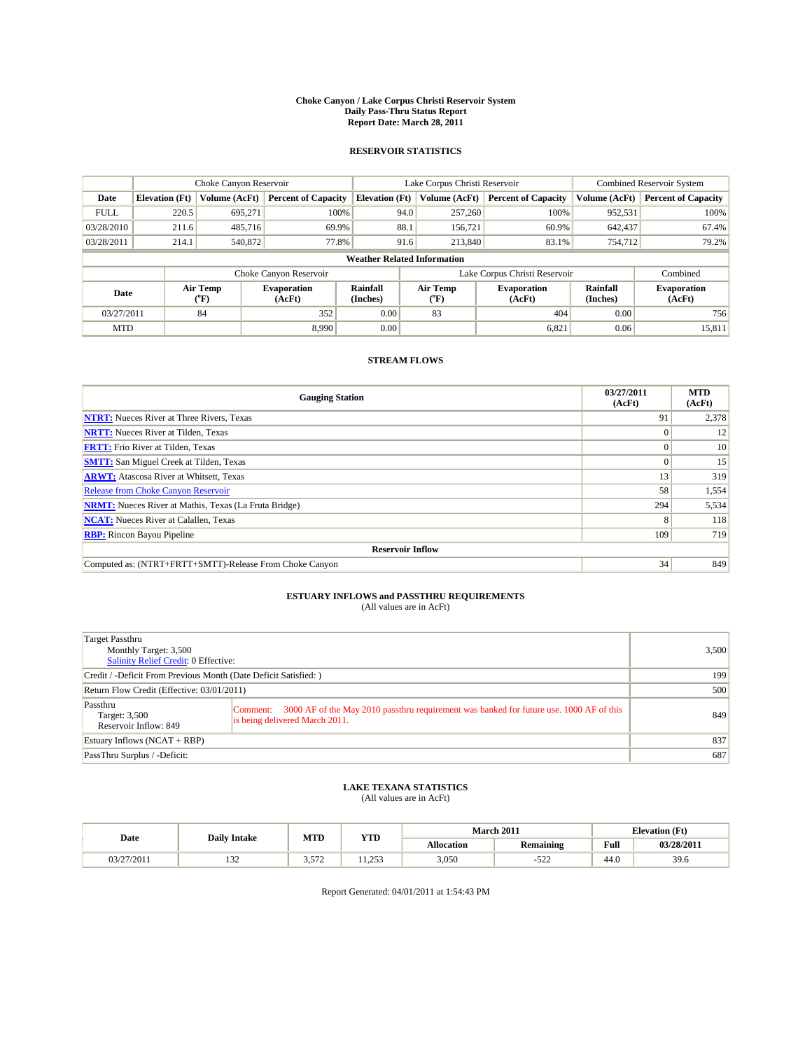# Choke Canyon / Lake Corpus Christi Reservoir System
## Daily Pass-Thru Status Report
## Report Date: March 28, 2011

### RESERVOIR STATISTICS

| | Choke Canyon Reservoir | | | Lake Corpus Christi Reservoir | | | Combined Reservoir System | |
|---|---|---|---|---|---|---|---|---|
| Date | Elevation (Ft) | Volume (AcFt) | Percent of Capacity | Elevation (Ft) | Volume (AcFt) | Percent of Capacity | Volume (AcFt) | Percent of Capacity |
| FULL | 220.5 | 695,271 | 100% | 94.0 | 257,260 | 100% | 952,531 | 100% |
| 03/28/2010 | 211.6 | 485,716 | 69.9% | 88.1 | 156,721 | 60.9% | 642,437 | 67.4% |
| 03/28/2011 | 214.1 | 540,872 | 77.8% | 91.6 | 213,840 | 83.1% | 754,712 | 79.2% |

**Weather Related Information**

| | Choke Canyon Reservoir | | | Lake Corpus Christi Reservoir | | | Combined |
|---|---|---|---|---|---|---|---|
| Date | Air Temp (°F) | Evaporation (AcFt) | Rainfall (Inches) | Air Temp (°F) | Evaporation (AcFt) | Rainfall (Inches) | Evaporation (AcFt) |
| 03/27/2011 | 84 | 352 | 0.00 | 83 | 404 | 0.00 | 756 |
| MTD | | 8,990 | 0.00 | | 6,821 | 0.06 | 15,811 |

### STREAM FLOWS

| Gauging Station | 03/27/2011 (AcFt) | MTD (AcFt) |
|---|---|---|
| NTRT: Nueces River at Three Rivers, Texas | 91 | 2,378 |
| NRTT: Nueces River at Tilden, Texas | 0 | 12 |
| FRTT: Frio River at Tilden, Texas | 0 | 10 |
| SMTT: San Miguel Creek at Tilden, Texas | 0 | 15 |
| ARWT: Atascosa River at Whitsett, Texas | 13 | 319 |
| Release from Choke Canyon Reservoir | 58 | 1,554 |
| NRMT: Nueces River at Mathis, Texas (La Fruta Bridge) | 294 | 5,534 |
| NCAT: Nueces River at Calallen, Texas | 8 | 118 |
| RBP: Rincon Bayou Pipeline | 109 | 719 |
| **Reservoir Inflow** | | |
| Computed as: (NTRT+FRTT+SMTT)-Release From Choke Canyon | 34 | 849 |

### ESTUARY INFLOWS and PASSTHRU REQUIREMENTS
(All values are in AcFt)

| | | |
|---|---|---|
| Target Passthru<br>Monthly Target: 3,500<br>Salinity Relief Credit: 0 Effective: | | 3,500 |
| Credit / -Deficit From Previous Month (Date Deficit Satisfied: ) | | 199 |
| Return Flow Credit (Effective: 03/01/2011) | | 500 |
| Passthru<br>Target: 3,500<br>Reservoir Inflow: 849 | Comment: 3000 AF of the May 2010 passthru requirement was banked for future use. 1000 AF of this is being delivered March 2011. | 849 |
| Estuary Inflows (NCAT + RBP) | | 837 |
| PassThru Surplus / -Deficit: | | 687 |

### LAKE TEXANA STATISTICS
(All values are in AcFt)

| Date | Daily Intake | MTD | YTD | March 2011 | | Elevation (Ft) | |
|---|---|---|---|---|---|---|---|
| | | | | Allocation | Remaining | Full | 03/28/2011 |
| 03/27/2011 | 132 | 3,572 | 11,253 | 3,050 | -522 | 44.0 | 39.6 |

Report Generated: 04/01/2011 at 1:54:43 PM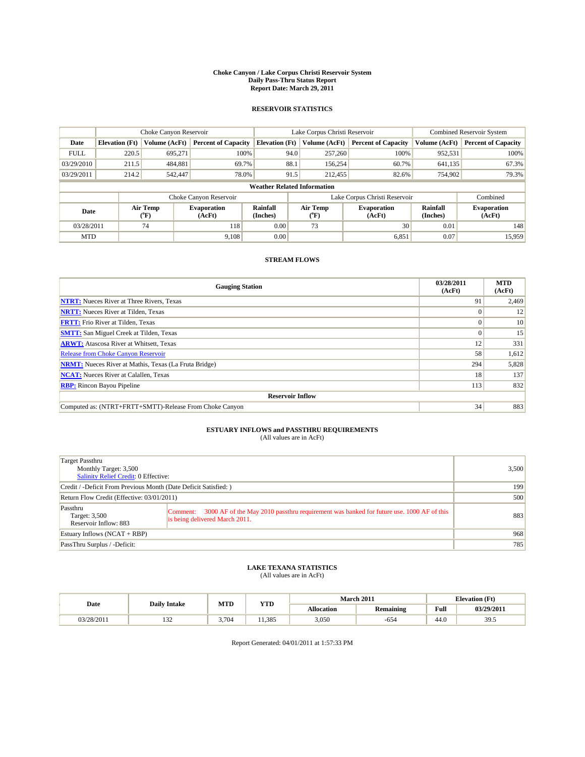# Choke Canyon / Lake Corpus Christi Reservoir System
## Daily Pass-Thru Status Report
## Report Date: March 29, 2011

### RESERVOIR STATISTICS

| | Choke Canyon Reservoir | | | Lake Corpus Christi Reservoir | | | Combined Reservoir System | |
|---|---|---|---|---|---|---|---|---|
| Date | Elevation (Ft) | Volume (AcFt) | Percent of Capacity | Elevation (Ft) | Volume (AcFt) | Percent of Capacity | Volume (AcFt) | Percent of Capacity |
| FULL | 220.5 | 695,271 | 100% | 94.0 | 257,260 | 100% | 952,531 | 100% |
| 03/29/2010 | 211.5 | 484,881 | 69.7% | 88.1 | 156,254 | 60.7% | 641,135 | 67.3% |
| 03/29/2011 | 214.2 | 542,447 | 78.0% | 91.5 | 212,455 | 82.6% | 754,902 | 79.3% |

**Weather Related Information**

| | Choke Canyon Reservoir | | | Lake Corpus Christi Reservoir | | | Combined |
|---|---|---|---|---|---|---|---|
| Date | Air Temp (°F) | Evaporation (AcFt) | Rainfall (Inches) | Air Temp (°F) | Evaporation (AcFt) | Rainfall (Inches) | Evaporation (AcFt) |
| 03/28/2011 | 74 | 118 | 0.00 | 73 | 30 | 0.01 | 148 |
| MTD | | 9,108 | 0.00 | | 6,851 | 0.07 | 15,959 |

### STREAM FLOWS

| Gauging Station | 03/28/2011 (AcFt) | MTD (AcFt) |
|---|---|---|
| NTRT: Nueces River at Three Rivers, Texas | 91 | 2,469 |
| NRTT: Nueces River at Tilden, Texas | 0 | 12 |
| FRTT: Frio River at Tilden, Texas | 0 | 10 |
| SMTT: San Miguel Creek at Tilden, Texas | 0 | 15 |
| ARWT: Atascosa River at Whitsett, Texas | 12 | 331 |
| Release from Choke Canyon Reservoir | 58 | 1,612 |
| NRMT: Nueces River at Mathis, Texas (La Fruta Bridge) | 294 | 5,828 |
| NCAT: Nueces River at Calallen, Texas | 18 | 137 |
| RBP: Rincon Bayou Pipeline | 113 | 832 |
| **Reservoir Inflow** | | |
| Computed as: (NTRT+FRTT+SMTT)-Release From Choke Canyon | 34 | 883 |

### ESTUARY INFLOWS and PASSTHRU REQUIREMENTS
(All values are in AcFt)

| | |
|---|---|
| Target Passthru<br>Monthly Target: 3,500<br>Salinity Relief Credit: 0 Effective: | 3,500 |
| Credit / -Deficit From Previous Month (Date Deficit Satisfied: ) | 199 |
| Return Flow Credit (Effective: 03/01/2011) | 500 |
| Passthru<br>Target: 3,500<br>Reservoir Inflow: 883<br>Comment: 3000 AF of the May 2010 passthru requirement was banked for future use. 1000 AF of this is being delivered March 2011. | 883 |
| Estuary Inflows (NCAT + RBP) | 968 |
| PassThru Surplus / -Deficit: | 785 |

### LAKE TEXANA STATISTICS
(All values are in AcFt)

| Date | Daily Intake | MTD | YTD | March 2011 | | Elevation (Ft) | |
|---|---|---|---|---|---|---|---|
| | | | | Allocation | Remaining | Full | 03/29/2011 |
| 03/28/2011 | 132 | 3,704 | 11,385 | 3,050 | -654 | 44.0 | 39.5 |

Report Generated: 04/01/2011 at 1:57:33 PM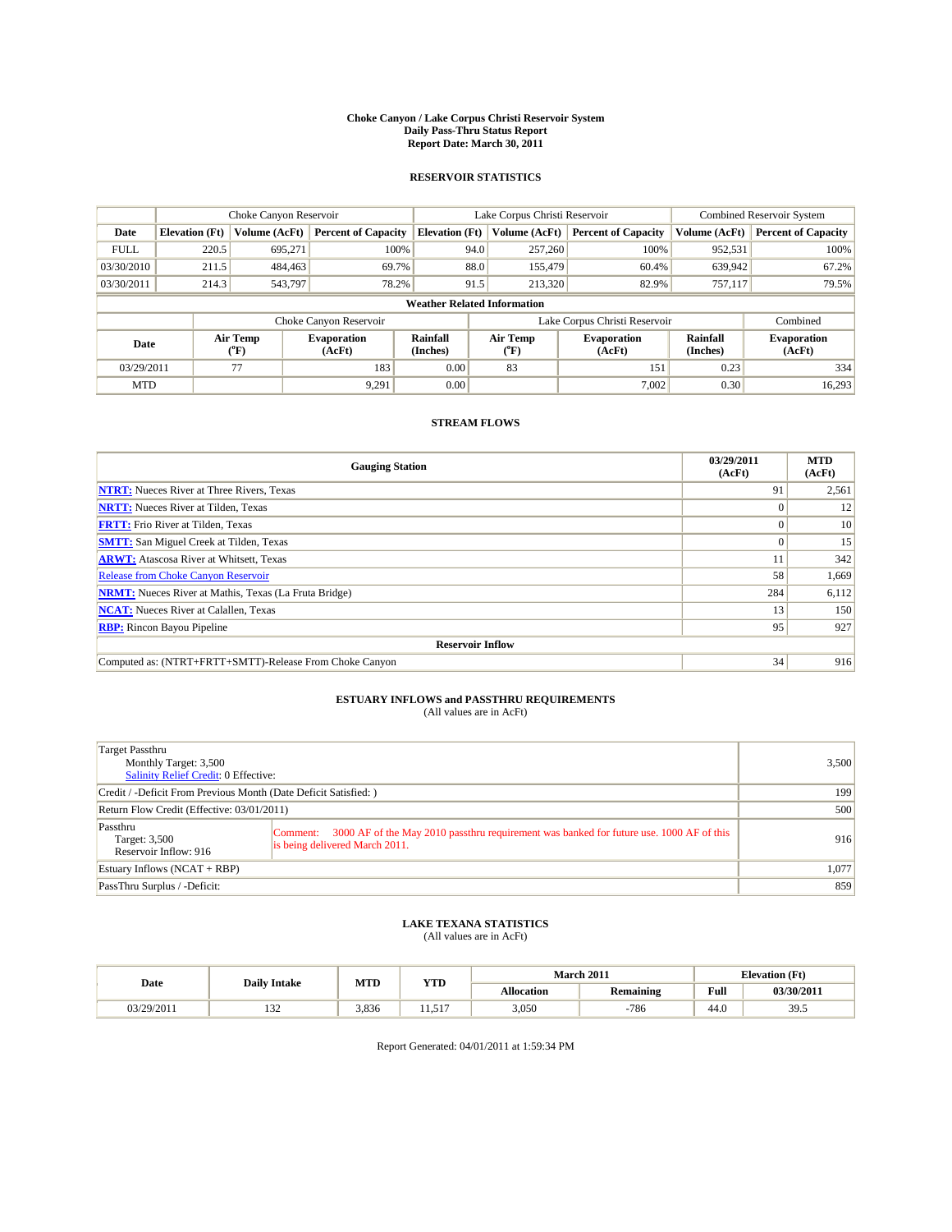# Choke Canyon / Lake Corpus Christi Reservoir System
## Daily Pass-Thru Status Report
## Report Date: March 30, 2011

### RESERVOIR STATISTICS

| | Choke Canyon Reservoir | | | Lake Corpus Christi Reservoir | | | Combined Reservoir System | |
|---|---|---|---|---|---|---|---|---|
| Date | Elevation (Ft) | Volume (AcFt) | Percent of Capacity | Elevation (Ft) | Volume (AcFt) | Percent of Capacity | Volume (AcFt) | Percent of Capacity |
| FULL | 220.5 | 695,271 | 100% | 94.0 | 257,260 | 100% | 952,531 | 100% |
| 03/30/2010 | 211.5 | 484,463 | 69.7% | 88.0 | 155,479 | 60.4% | 639,942 | 67.2% |
| 03/30/2011 | 214.3 | 543,797 | 78.2% | 91.5 | 213,320 | 82.9% | 757,117 | 79.5% |

**Weather Related Information**

| | Choke Canyon Reservoir | | | Lake Corpus Christi Reservoir | | | Combined |
|---|---|---|---|---|---|---|---|
| Date | Air Temp (°F) | Evaporation (AcFt) | Rainfall (Inches) | Air Temp (°F) | Evaporation (AcFt) | Rainfall (Inches) | Evaporation (AcFt) |
| 03/29/2011 | 77 | 183 | 0.00 | 83 | 151 | 0.23 | 334 |
| MTD | | 9,291 | 0.00 | | 7,002 | 0.30 | 16,293 |

### STREAM FLOWS

| Gauging Station | 03/29/2011 (AcFt) | MTD (AcFt) |
|---|---|---|
| NTRT: Nueces River at Three Rivers, Texas | 91 | 2,561 |
| NRTT: Nueces River at Tilden, Texas | 0 | 12 |
| FRTT: Frio River at Tilden, Texas | 0 | 10 |
| SMTT: San Miguel Creek at Tilden, Texas | 0 | 15 |
| ARWT: Atascosa River at Whitsett, Texas | 11 | 342 |
| Release from Choke Canyon Reservoir | 58 | 1,669 |
| NRMT: Nueces River at Mathis, Texas (La Fruta Bridge) | 284 | 6,112 |
| NCAT: Nueces River at Calallen, Texas | 13 | 150 |
| RBP: Rincon Bayou Pipeline | 95 | 927 |
| **Reservoir Inflow** | | |
| Computed as: (NTRT+FRTT+SMTT)-Release From Choke Canyon | 34 | 916 |

### ESTUARY INFLOWS and PASSTHRU REQUIREMENTS
(All values are in AcFt)

| | | |
|---|---|---|
| Target Passthru<br>Monthly Target: 3,500<br>Salinity Relief Credit: 0 Effective: | | 3,500 |
| Credit / -Deficit From Previous Month (Date Deficit Satisfied: ) | | 199 |
| Return Flow Credit (Effective: 03/01/2011) | | 500 |
| Passthru<br>Target: 3,500<br>Reservoir Inflow: 916 | Comment: 3000 AF of the May 2010 passthru requirement was banked for future use. 1000 AF of this is being delivered March 2011. | 916 |
| Estuary Inflows (NCAT + RBP) | | 1,077 |
| PassThru Surplus / -Deficit: | | 859 |

### LAKE TEXANA STATISTICS
(All values are in AcFt)

| Date | Daily Intake | MTD | YTD | March 2011 | | Elevation (Ft) | |
|---|---|---|---|---|---|---|---|
| | | | | Allocation | Remaining | Full | 03/30/2011 |
| 03/29/2011 | 132 | 3,836 | 11,517 | 3,050 | -786 | 44.0 | 39.5 |

Report Generated: 04/01/2011 at 1:59:34 PM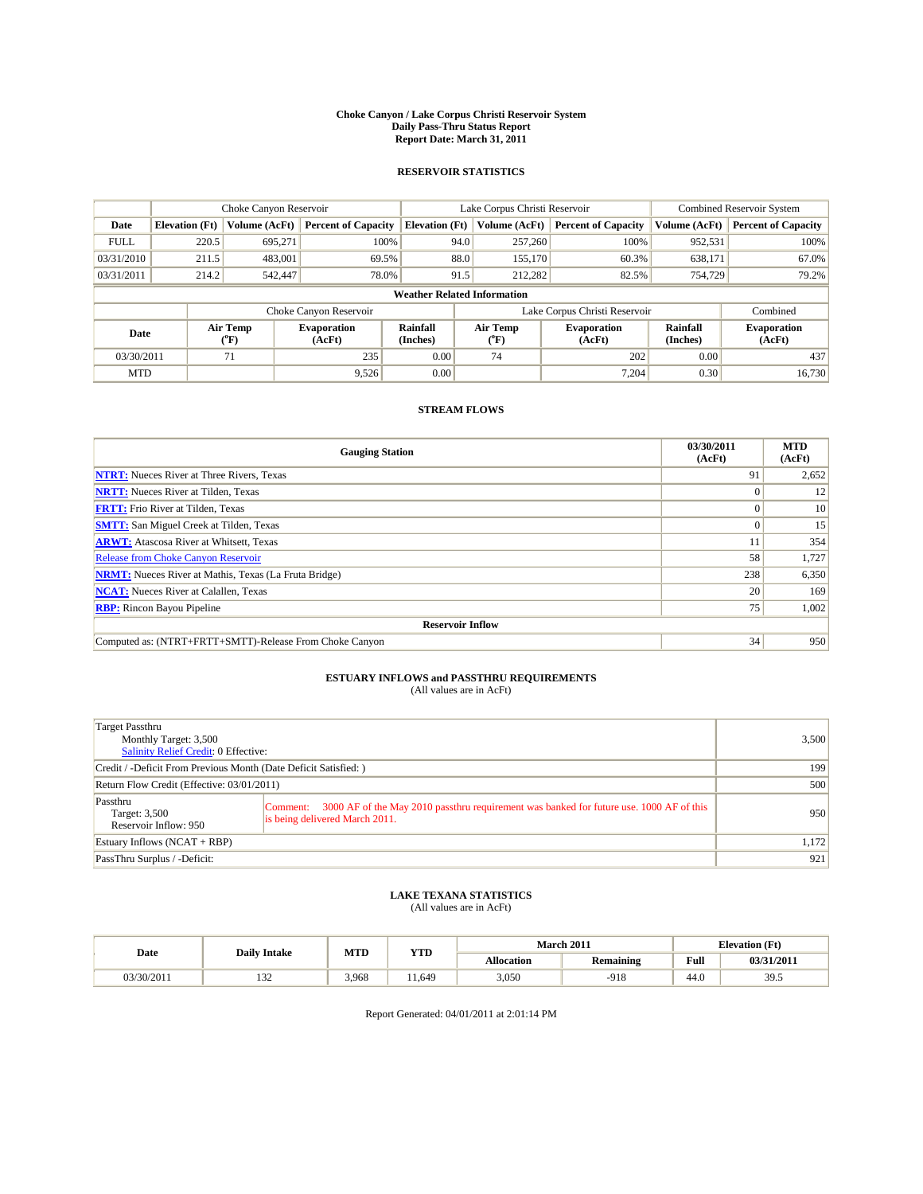# Choke Canyon / Lake Corpus Christi Reservoir System
## Daily Pass-Thru Status Report
## Report Date: March 31, 2011

### RESERVOIR STATISTICS

| | Choke Canyon Reservoir | | | Lake Corpus Christi Reservoir | | | Combined Reservoir System | |
|---|---|---|---|---|---|---|---|---|
| Date | Elevation (Ft) | Volume (AcFt) | Percent of Capacity | Elevation (Ft) | Volume (AcFt) | Percent of Capacity | Volume (AcFt) | Percent of Capacity |
| FULL | 220.5 | 695,271 | 100% | 94.0 | 257,260 | 100% | 952,531 | 100% |
| 03/31/2010 | 211.5 | 483,001 | 69.5% | 88.0 | 155,170 | 60.3% | 638,171 | 67.0% |
| 03/31/2011 | 214.2 | 542,447 | 78.0% | 91.5 | 212,282 | 82.5% | 754,729 | 79.2% |

**Weather Related Information**

| | Choke Canyon Reservoir | | | Lake Corpus Christi Reservoir | | | Combined |
|---|---|---|---|---|---|---|---|
| Date | Air Temp (°F) | Evaporation (AcFt) | Rainfall (Inches) | Air Temp (°F) | Evaporation (AcFt) | Rainfall (Inches) | Evaporation (AcFt) |
| 03/30/2011 | 71 | 235 | 0.00 | 74 | 202 | 0.00 | 437 |
| MTD | | 9,526 | 0.00 | | 7,204 | 0.30 | 16,730 |

### STREAM FLOWS

| Gauging Station | 03/30/2011 (AcFt) | MTD (AcFt) |
|---|---|---|
| **NTRT:** Nueces River at Three Rivers, Texas | 91 | 2,652 |
| **NRTT:** Nueces River at Tilden, Texas | 0 | 12 |
| **FRTT:** Frio River at Tilden, Texas | 0 | 10 |
| **SMTT:** San Miguel Creek at Tilden, Texas | 0 | 15 |
| **ARWT:** Atascosa River at Whitsett, Texas | 11 | 354 |
| Release from Choke Canyon Reservoir | 58 | 1,727 |
| **NRMT:** Nueces River at Mathis, Texas (La Fruta Bridge) | 238 | 6,350 |
| **NCAT:** Nueces River at Calallen, Texas | 20 | 169 |
| **RBP:** Rincon Bayou Pipeline | 75 | 1,002 |
| **Reservoir Inflow** | | |
| Computed as: (NTRT+FRTT+SMTT)-Release From Choke Canyon | 34 | 950 |

### ESTUARY INFLOWS and PASSTHRU REQUIREMENTS
(All values are in AcFt)

| | | |
|---|---|---|
| Target Passthru<br>Monthly Target: 3,500<br>Salinity Relief Credit: 0 Effective: | | 3,500 |
| Credit / -Deficit From Previous Month (Date Deficit Satisfied: ) | | 199 |
| Return Flow Credit (Effective: 03/01/2011) | | 500 |
| Passthru<br>Target: 3,500<br>Reservoir Inflow: 950 | Comment: 3000 AF of the May 2010 passthru requirement was banked for future use. 1000 AF of this is being delivered March 2011. | 950 |
| Estuary Inflows (NCAT + RBP) | | 1,172 |
| PassThru Surplus / -Deficit: | | 921 |

### LAKE TEXANA STATISTICS
(All values are in AcFt)

| Date | Daily Intake | MTD | YTD | March 2011 | | Elevation (Ft) | |
|---|---|---|---|---|---|---|---|
| | | | | Allocation | Remaining | Full | 03/31/2011 |
| 03/30/2011 | 132 | 3,968 | 11,649 | 3,050 | -918 | 44.0 | 39.5 |

Report Generated: 04/01/2011 at 2:01:14 PM